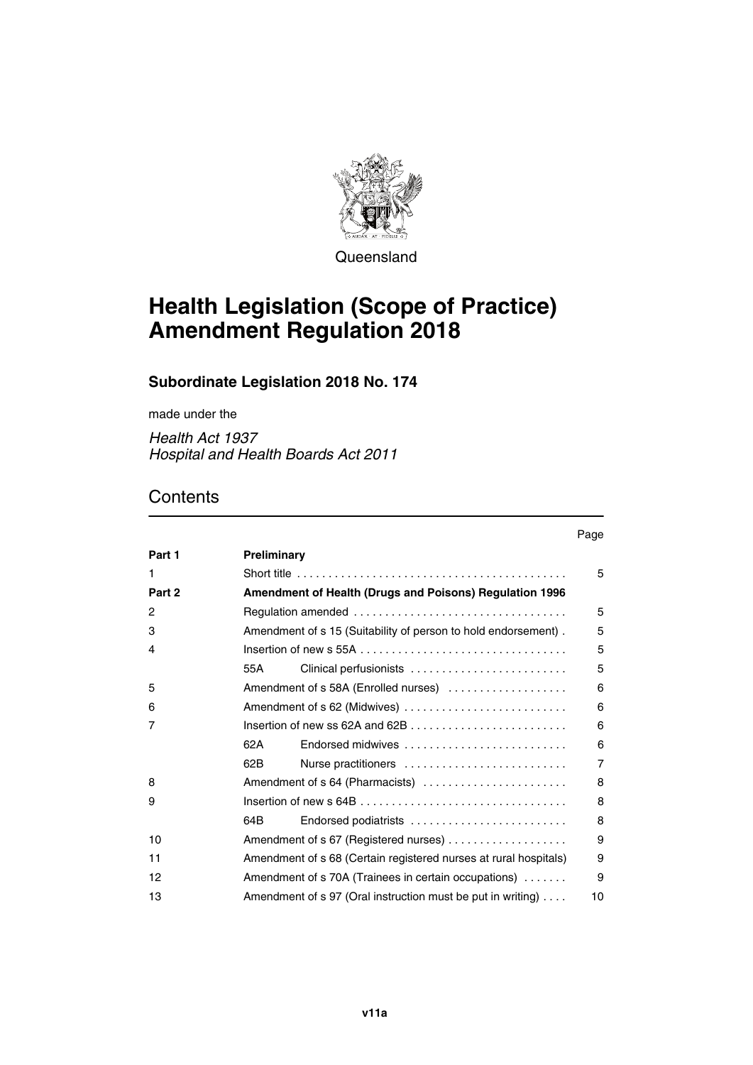Queensland

# Health Legislation (Scope of Practice) Amendment Regulation 2018

## Subordinate Legislation 2018 No. 174

made under the

*Health Act 1937*
*Hospital and Health Boards Act 2011*

## Contents

| | | Page |
|---|---|---|
| **Part 1** | **Preliminary** | |
| 1 | Short title | 5 |
| **Part 2** | **Amendment of Health (Drugs and Poisons) Regulation 1996** | |
| 2 | Regulation amended | 5 |
| 3 | Amendment of s 15 (Suitability of person to hold endorsement) | 5 |
| 4 | Insertion of new s 55A | 5 |
| | 55A Clinical perfusionists | 5 |
| 5 | Amendment of s 58A (Enrolled nurses) | 6 |
| 6 | Amendment of s 62 (Midwives) | 6 |
| 7 | Insertion of new ss 62A and 62B | 6 |
| | 62A Endorsed midwives | 6 |
| | 62B Nurse practitioners | 7 |
| 8 | Amendment of s 64 (Pharmacists) | 8 |
| 9 | Insertion of new s 64B | 8 |
| | 64B Endorsed podiatrists | 8 |
| 10 | Amendment of s 67 (Registered nurses) | 9 |
| 11 | Amendment of s 68 (Certain registered nurses at rural hospitals) | 9 |
| 12 | Amendment of s 70A (Trainees in certain occupations) | 9 |
| 13 | Amendment of s 97 (Oral instruction must be put in writing) | 10 |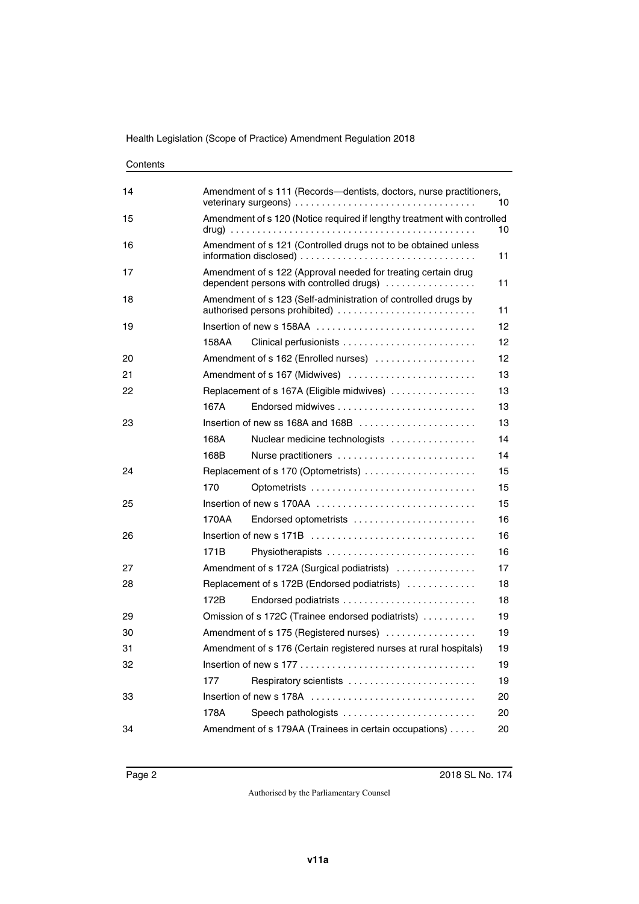Contents

| | | | |
|---|---|---|---|
| 14 | Amendment of s 111 (Records—dentists, doctors, nurse practitioners, veterinary surgeons) | | 10 |
| 15 | Amendment of s 120 (Notice required if lengthy treatment with controlled drug) | | 10 |
| 16 | Amendment of s 121 (Controlled drugs not to be obtained unless information disclosed) | | 11 |
| 17 | Amendment of s 122 (Approval needed for treating certain drug dependent persons with controlled drugs) | | 11 |
| 18 | Amendment of s 123 (Self-administration of controlled drugs by authorised persons prohibited) | | 11 |
| 19 | Insertion of new s 158AA | | 12 |
| | 158AA | Clinical perfusionists | 12 |
| 20 | Amendment of s 162 (Enrolled nurses) | | 12 |
| 21 | Amendment of s 167 (Midwives) | | 13 |
| 22 | Replacement of s 167A (Eligible midwives) | | 13 |
| | 167A | Endorsed midwives | 13 |
| 23 | Insertion of new ss 168A and 168B | | 13 |
| | 168A | Nuclear medicine technologists | 14 |
| | 168B | Nurse practitioners | 14 |
| 24 | Replacement of s 170 (Optometrists) | | 15 |
| | 170 | Optometrists | 15 |
| 25 | Insertion of new s 170AA | | 15 |
| | 170AA | Endorsed optometrists | 16 |
| 26 | Insertion of new s 171B | | 16 |
| | 171B | Physiotherapists | 16 |
| 27 | Amendment of s 172A (Surgical podiatrists) | | 17 |
| 28 | Replacement of s 172B (Endorsed podiatrists) | | 18 |
| | 172B | Endorsed podiatrists | 18 |
| 29 | Omission of s 172C (Trainee endorsed podiatrists) | | 19 |
| 30 | Amendment of s 175 (Registered nurses) | | 19 |
| 31 | Amendment of s 176 (Certain registered nurses at rural hospitals) | | 19 |
| 32 | Insertion of new s 177 | | 19 |
| | 177 | Respiratory scientists | 19 |
| 33 | Insertion of new s 178A | | 20 |
| | 178A | Speech pathologists | 20 |
| 34 | Amendment of s 179AA (Trainees in certain occupations) | | 20 |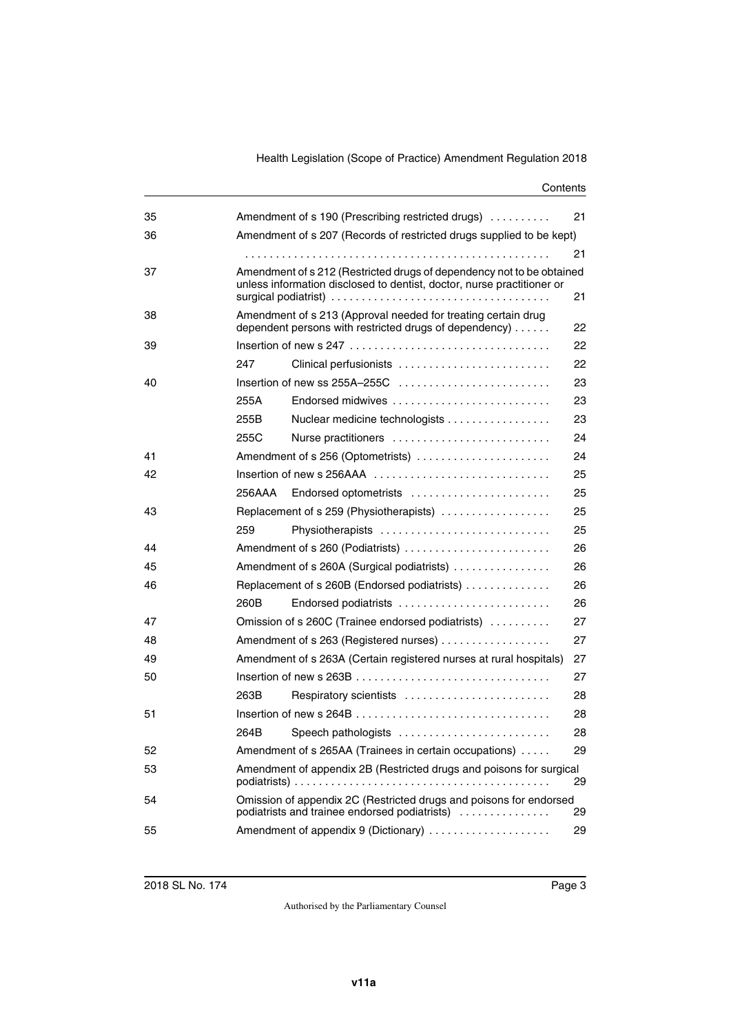| | | | |
|---|---|---|---|
| 35 | Amendment of s 190 (Prescribing restricted drugs) | | 21 |
| 36 | Amendment of s 207 (Records of restricted drugs supplied to be kept) | | 21 |
| 37 | Amendment of s 212 (Restricted drugs of dependency not to be obtained unless information disclosed to dentist, doctor, nurse practitioner or surgical podiatrist) | | 21 |
| 38 | Amendment of s 213 (Approval needed for treating certain drug dependent persons with restricted drugs of dependency) | | 22 |
| 39 | Insertion of new s 247 | | 22 |
| | 247 | Clinical perfusionists | 22 |
| 40 | Insertion of new ss 255A–255C | | 23 |
| | 255A | Endorsed midwives | 23 |
| | 255B | Nuclear medicine technologists | 23 |
| | 255C | Nurse practitioners | 24 |
| 41 | Amendment of s 256 (Optometrists) | | 24 |
| 42 | Insertion of new s 256AAA | | 25 |
| | 256AAA | Endorsed optometrists | 25 |
| 43 | Replacement of s 259 (Physiotherapists) | | 25 |
| | 259 | Physiotherapists | 25 |
| 44 | Amendment of s 260 (Podiatrists) | | 26 |
| 45 | Amendment of s 260A (Surgical podiatrists) | | 26 |
| 46 | Replacement of s 260B (Endorsed podiatrists) | | 26 |
| | 260B | Endorsed podiatrists | 26 |
| 47 | Omission of s 260C (Trainee endorsed podiatrists) | | 27 |
| 48 | Amendment of s 263 (Registered nurses) | | 27 |
| 49 | Amendment of s 263A (Certain registered nurses at rural hospitals) | | 27 |
| 50 | Insertion of new s 263B | | 27 |
| | 263B | Respiratory scientists | 28 |
| 51 | Insertion of new s 264B | | 28 |
| | 264B | Speech pathologists | 28 |
| 52 | Amendment of s 265AA (Trainees in certain occupations) | | 29 |
| 53 | Amendment of appendix 2B (Restricted drugs and poisons for surgical podiatrists) | | 29 |
| 54 | Omission of appendix 2C (Restricted drugs and poisons for endorsed podiatrists and trainee endorsed podiatrists) | | 29 |
| 55 | Amendment of appendix 9 (Dictionary) | | 29 |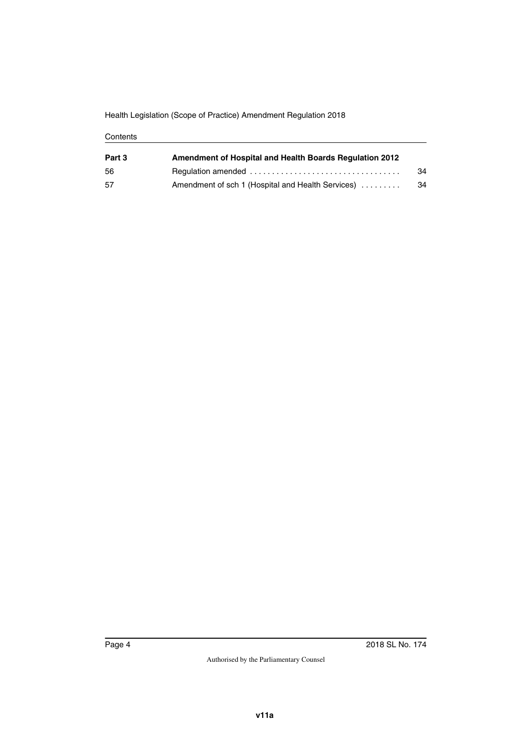| Part 3 | **Amendment of Hospital and Health Boards Regulation 2012** | |
|---|---|---|
| 56 | Regulation amended | 34 |
| 57 | Amendment of sch 1 (Hospital and Health Services) | 34 |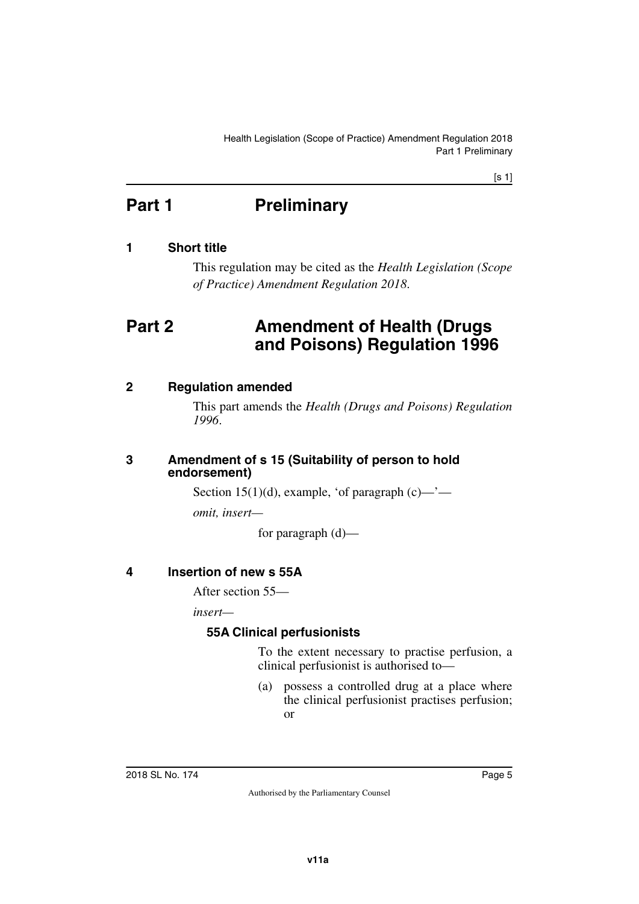# Part 1 Preliminary

## 1 Short title

This regulation may be cited as the *Health Legislation (Scope of Practice) Amendment Regulation 2018*.

# Part 2 Amendment of Health (Drugs and Poisons) Regulation 1996

## 2 Regulation amended

This part amends the *Health (Drugs and Poisons) Regulation 1996*.

## 3 Amendment of s 15 (Suitability of person to hold endorsement)

Section 15(1)(d), example, 'of paragraph (c)—'—

*omit, insert—*

for paragraph (d)—

## 4 Insertion of new s 55A

After section 55—

*insert—*

**55A Clinical perfusionists**

To the extent necessary to practise perfusion, a clinical perfusionist is authorised to—

(a) possess a controlled drug at a place where the clinical perfusionist practises perfusion; or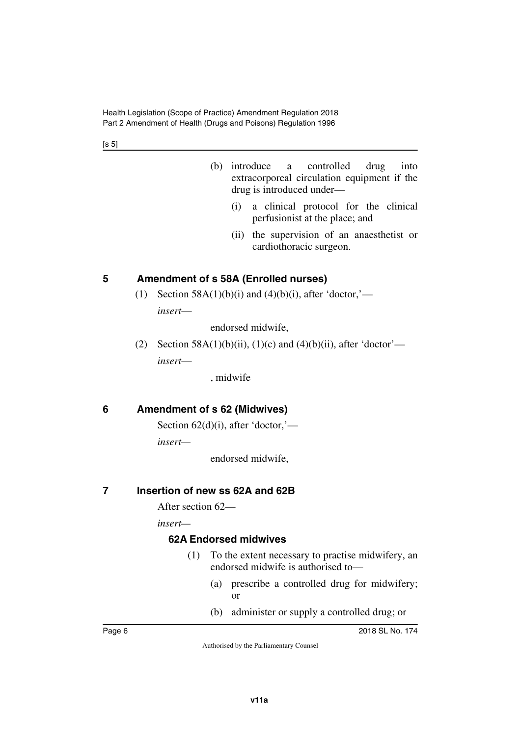(b) introduce a controlled drug into extracorporeal circulation equipment if the drug is introduced under—

(i) a clinical protocol for the clinical perfusionist at the place; and

(ii) the supervision of an anaesthetist or cardiothoracic surgeon.

## 5 Amendment of s 58A (Enrolled nurses)

(1) Section 58A(1)(b)(i) and (4)(b)(i), after 'doctor,'—

*insert*—

endorsed midwife,

(2) Section 58A(1)(b)(ii), (1)(c) and (4)(b)(ii), after 'doctor'—

*insert*—

, midwife

## 6 Amendment of s 62 (Midwives)

Section 62(d)(i), after 'doctor,'—

*insert*—

endorsed midwife,

## 7 Insertion of new ss 62A and 62B

After section 62—

*insert*—

### 62A Endorsed midwives

(1) To the extent necessary to practise midwifery, an endorsed midwife is authorised to—

(a) prescribe a controlled drug for midwifery; or

(b) administer or supply a controlled drug; or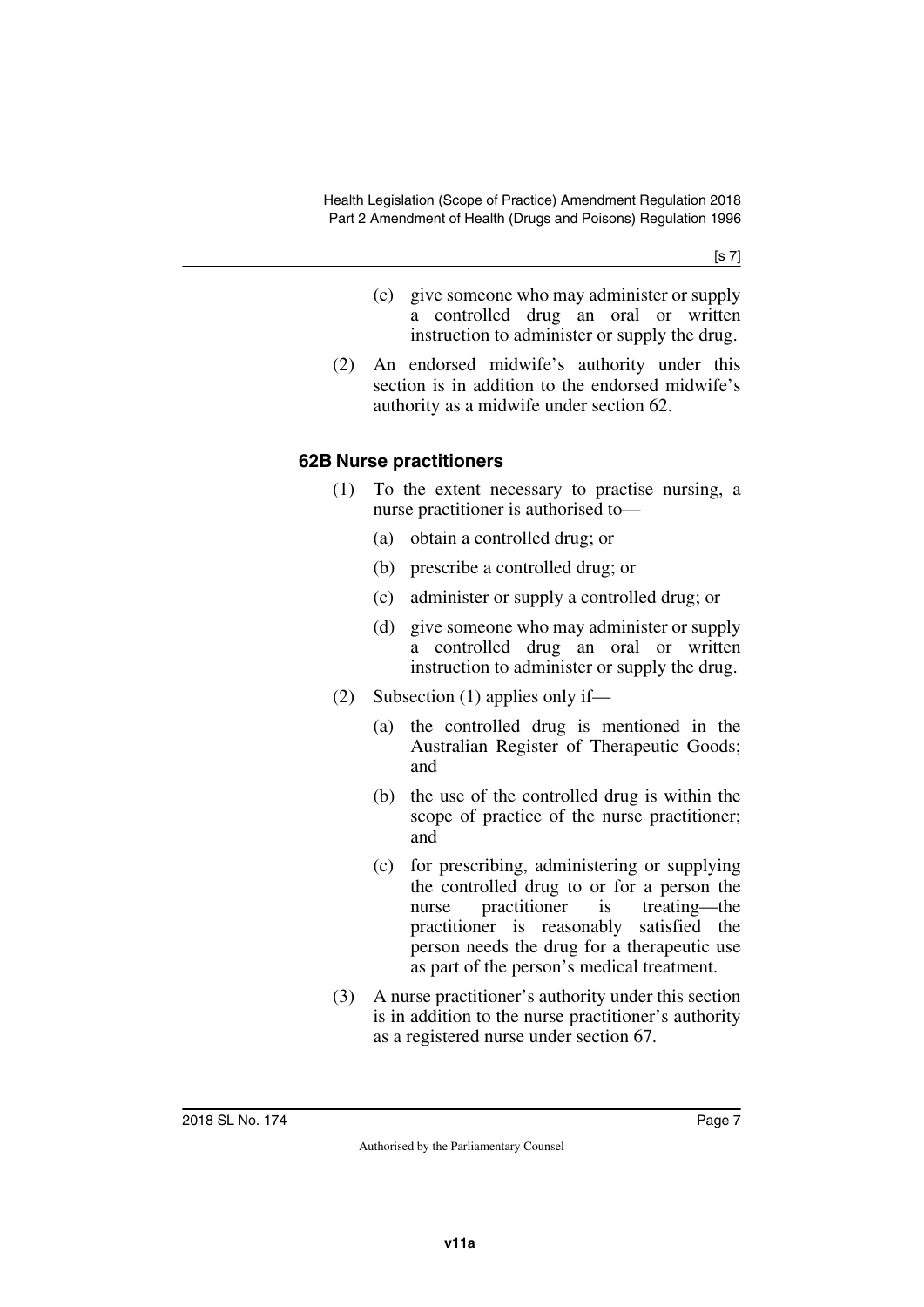(c) give someone who may administer or supply a controlled drug an oral or written instruction to administer or supply the drug.

(2) An endorsed midwife's authority under this section is in addition to the endorsed midwife's authority as a midwife under section 62.

### 62B Nurse practitioners

(1) To the extent necessary to practise nursing, a nurse practitioner is authorised to—

(a) obtain a controlled drug; or

(b) prescribe a controlled drug; or

(c) administer or supply a controlled drug; or

(d) give someone who may administer or supply a controlled drug an oral or written instruction to administer or supply the drug.

(2) Subsection (1) applies only if—

(a) the controlled drug is mentioned in the Australian Register of Therapeutic Goods; and

(b) the use of the controlled drug is within the scope of practice of the nurse practitioner; and

(c) for prescribing, administering or supplying the controlled drug to or for a person the nurse practitioner is treating—the practitioner is reasonably satisfied the person needs the drug for a therapeutic use as part of the person's medical treatment.

(3) A nurse practitioner's authority under this section is in addition to the nurse practitioner's authority as a registered nurse under section 67.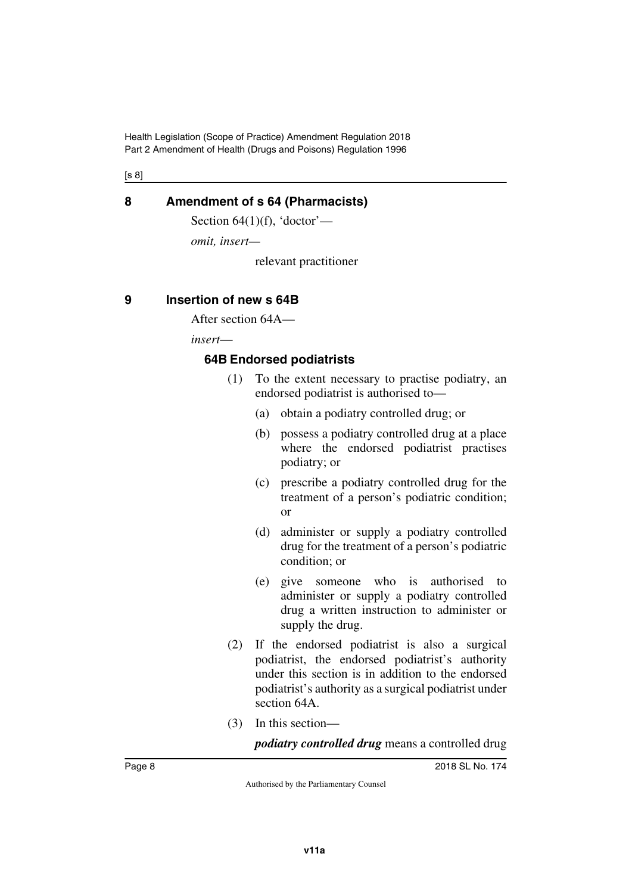## 8 Amendment of s 64 (Pharmacists)

Section 64(1)(f), 'doctor'—

*omit, insert*—

relevant practitioner

## 9 Insertion of new s 64B

After section 64A—

*insert*—

### 64B Endorsed podiatrists

(1) To the extent necessary to practise podiatry, an endorsed podiatrist is authorised to—

(a) obtain a podiatry controlled drug; or

(b) possess a podiatry controlled drug at a place where the endorsed podiatrist practises podiatry; or

(c) prescribe a podiatry controlled drug for the treatment of a person's podiatric condition; or

(d) administer or supply a podiatry controlled drug for the treatment of a person's podiatric condition; or

(e) give someone who is authorised to administer or supply a podiatry controlled drug a written instruction to administer or supply the drug.

(2) If the endorsed podiatrist is also a surgical podiatrist, the endorsed podiatrist's authority under this section is in addition to the endorsed podiatrist's authority as a surgical podiatrist under section 64A.

(3) In this section—

***podiatry controlled drug*** means a controlled drug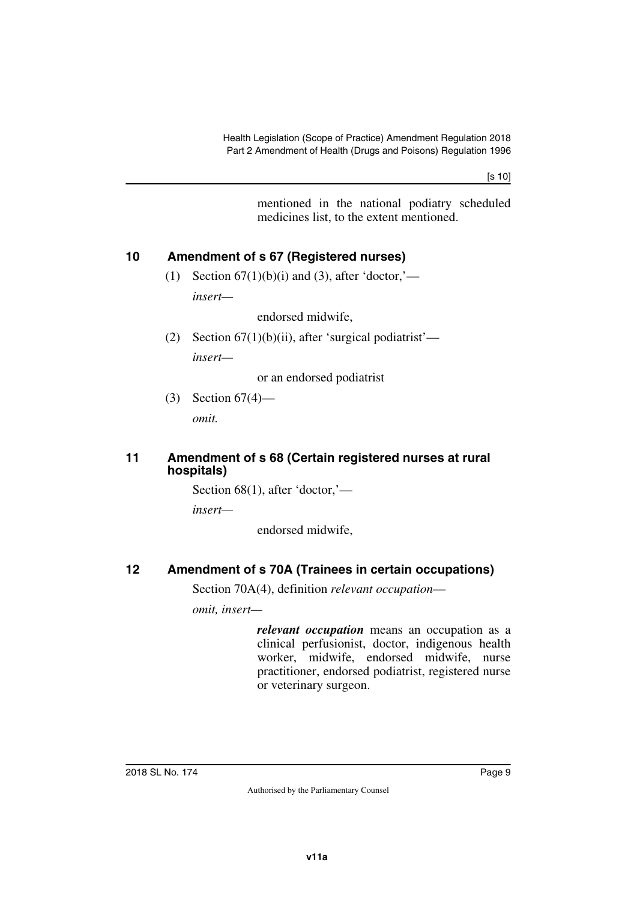mentioned in the national podiatry scheduled medicines list, to the extent mentioned.

## 10 Amendment of s 67 (Registered nurses)

(1) Section 67(1)(b)(i) and (3), after 'doctor,'—

*insert*—

endorsed midwife,

(2) Section 67(1)(b)(ii), after 'surgical podiatrist'—

*insert*—

or an endorsed podiatrist

(3) Section 67(4)—

*omit.*

## 11 Amendment of s 68 (Certain registered nurses at rural hospitals)

Section 68(1), after 'doctor,'—

*insert*—

endorsed midwife,

## 12 Amendment of s 70A (Trainees in certain occupations)

Section 70A(4), definition *relevant occupation*—

*omit, insert*—

***relevant occupation*** means an occupation as a clinical perfusionist, doctor, indigenous health worker, midwife, endorsed midwife, nurse practitioner, endorsed podiatrist, registered nurse or veterinary surgeon.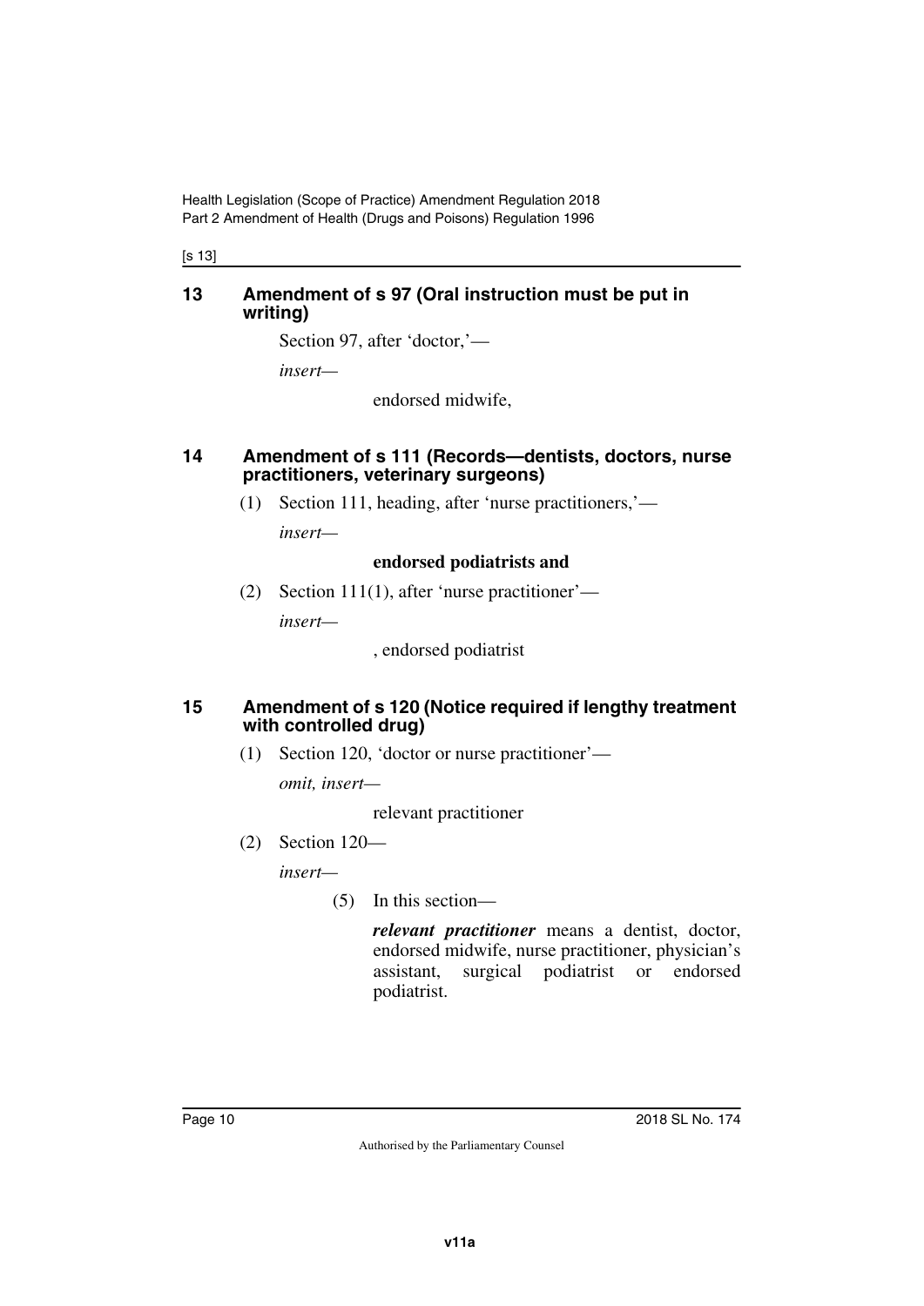## 13 Amendment of s 97 (Oral instruction must be put in writing)

Section 97, after 'doctor,'—

*insert*—

endorsed midwife,

## 14 Amendment of s 111 (Records—dentists, doctors, nurse practitioners, veterinary surgeons)

(1) Section 111, heading, after 'nurse practitioners,'—

*insert*—

**endorsed podiatrists and**

(2) Section 111(1), after 'nurse practitioner'—

*insert*—

, endorsed podiatrist

## 15 Amendment of s 120 (Notice required if lengthy treatment with controlled drug)

(1) Section 120, 'doctor or nurse practitioner'—

*omit, insert*—

relevant practitioner

(2) Section 120—

*insert*—

(5) In this section—

***relevant practitioner*** means a dentist, doctor, endorsed midwife, nurse practitioner, physician's assistant, surgical podiatrist or endorsed podiatrist.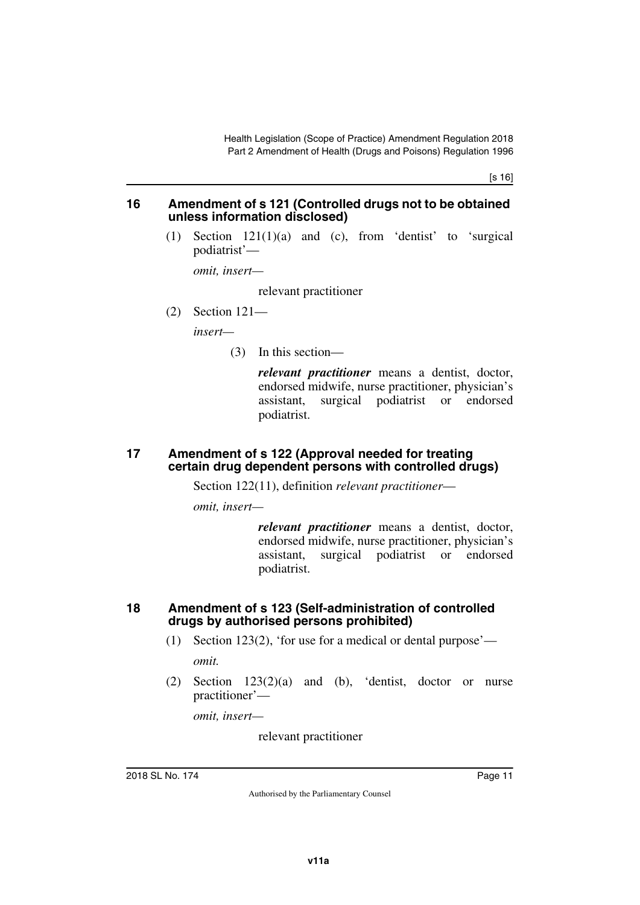## 16 Amendment of s 121 (Controlled drugs not to be obtained unless information disclosed)

(1) Section 121(1)(a) and (c), from 'dentist' to 'surgical podiatrist'—

*omit, insert—*

relevant practitioner

(2) Section 121—

*insert—*

(3) In this section—

***relevant practitioner*** means a dentist, doctor, endorsed midwife, nurse practitioner, physician's assistant, surgical podiatrist or endorsed podiatrist.

## 17 Amendment of s 122 (Approval needed for treating certain drug dependent persons with controlled drugs)

Section 122(11), definition *relevant practitioner*—

*omit, insert—*

***relevant practitioner*** means a dentist, doctor, endorsed midwife, nurse practitioner, physician's assistant, surgical podiatrist or endorsed podiatrist.

## 18 Amendment of s 123 (Self-administration of controlled drugs by authorised persons prohibited)

(1) Section 123(2), 'for use for a medical or dental purpose'—

*omit.*

(2) Section 123(2)(a) and (b), 'dentist, doctor or nurse practitioner'—

*omit, insert—*

relevant practitioner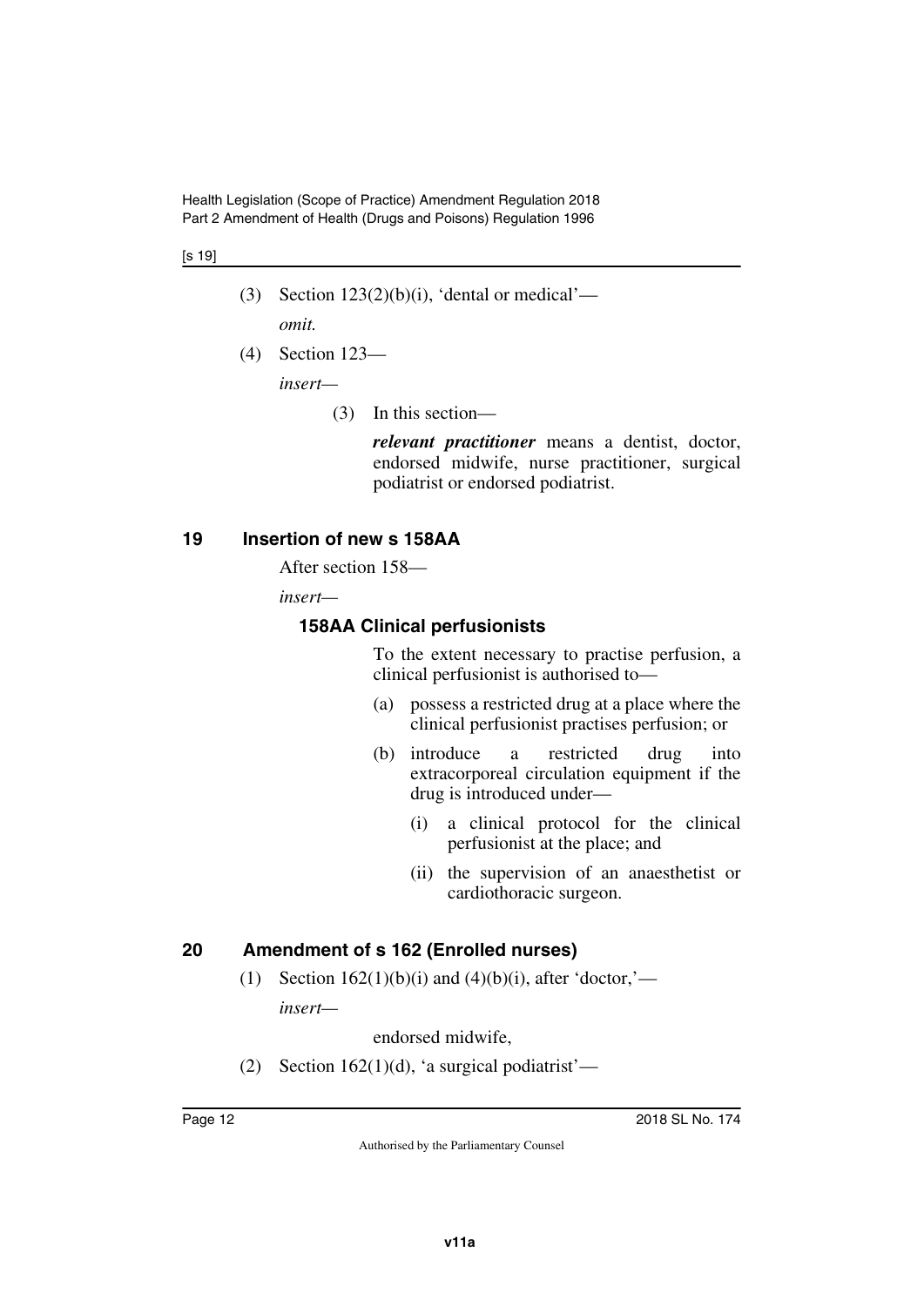(3) Section 123(2)(b)(i), 'dental or medical'—

*omit.*

(4) Section 123—

*insert*—

(3) In this section—

***relevant practitioner*** means a dentist, doctor, endorsed midwife, nurse practitioner, surgical podiatrist or endorsed podiatrist.

## 19 Insertion of new s 158AA

After section 158—

*insert*—

### 158AA Clinical perfusionists

To the extent necessary to practise perfusion, a clinical perfusionist is authorised to—

(a) possess a restricted drug at a place where the clinical perfusionist practises perfusion; or

(b) introduce a restricted drug into extracorporeal circulation equipment if the drug is introduced under—

(i) a clinical protocol for the clinical perfusionist at the place; and

(ii) the supervision of an anaesthetist or cardiothoracic surgeon.

## 20 Amendment of s 162 (Enrolled nurses)

(1) Section 162(1)(b)(i) and (4)(b)(i), after 'doctor,'—

*insert*—

endorsed midwife,

(2) Section 162(1)(d), 'a surgical podiatrist'—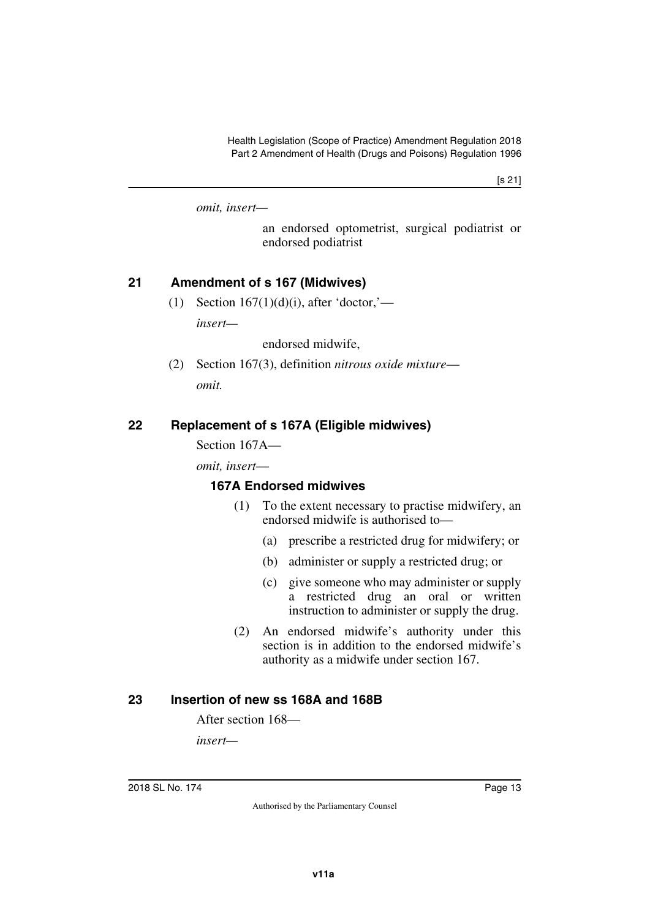*omit, insert—*

an endorsed optometrist, surgical podiatrist or endorsed podiatrist

## 21 Amendment of s 167 (Midwives)

(1) Section 167(1)(d)(i), after 'doctor,'—

*insert—*

endorsed midwife,

(2) Section 167(3), definition *nitrous oxide mixture*—

*omit.*

## 22 Replacement of s 167A (Eligible midwives)

Section 167A—

*omit, insert—*

### 167A Endorsed midwives

(1) To the extent necessary to practise midwifery, an endorsed midwife is authorised to—

(a) prescribe a restricted drug for midwifery; or

(b) administer or supply a restricted drug; or

(c) give someone who may administer or supply a restricted drug an oral or written instruction to administer or supply the drug.

(2) An endorsed midwife's authority under this section is in addition to the endorsed midwife's authority as a midwife under section 167.

## 23 Insertion of new ss 168A and 168B

After section 168—

*insert—*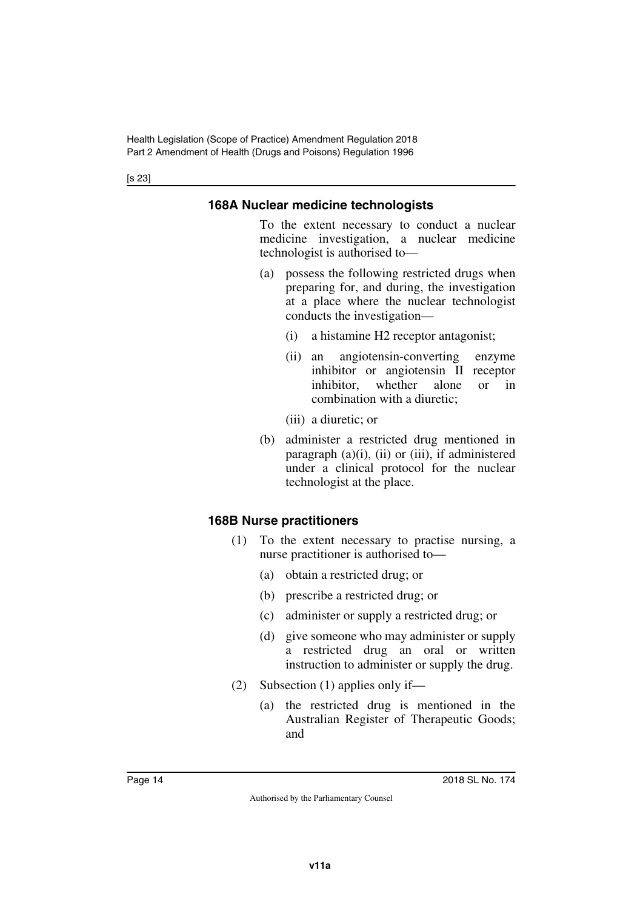#### 168A Nuclear medicine technologists

To the extent necessary to conduct a nuclear medicine investigation, a nuclear medicine technologist is authorised to—

(a) possess the following restricted drugs when preparing for, and during, the investigation at a place where the nuclear technologist conducts the investigation—

(i) a histamine H2 receptor antagonist;

(ii) an angiotensin-converting enzyme inhibitor or angiotensin II receptor inhibitor, whether alone or in combination with a diuretic;

(iii) a diuretic; or

(b) administer a restricted drug mentioned in paragraph (a)(i), (ii) or (iii), if administered under a clinical protocol for the nuclear technologist at the place.

#### 168B Nurse practitioners

(1) To the extent necessary to practise nursing, a nurse practitioner is authorised to—

(a) obtain a restricted drug; or

(b) prescribe a restricted drug; or

(c) administer or supply a restricted drug; or

(d) give someone who may administer or supply a restricted drug an oral or written instruction to administer or supply the drug.

(2) Subsection (1) applies only if—

(a) the restricted drug is mentioned in the Australian Register of Therapeutic Goods; and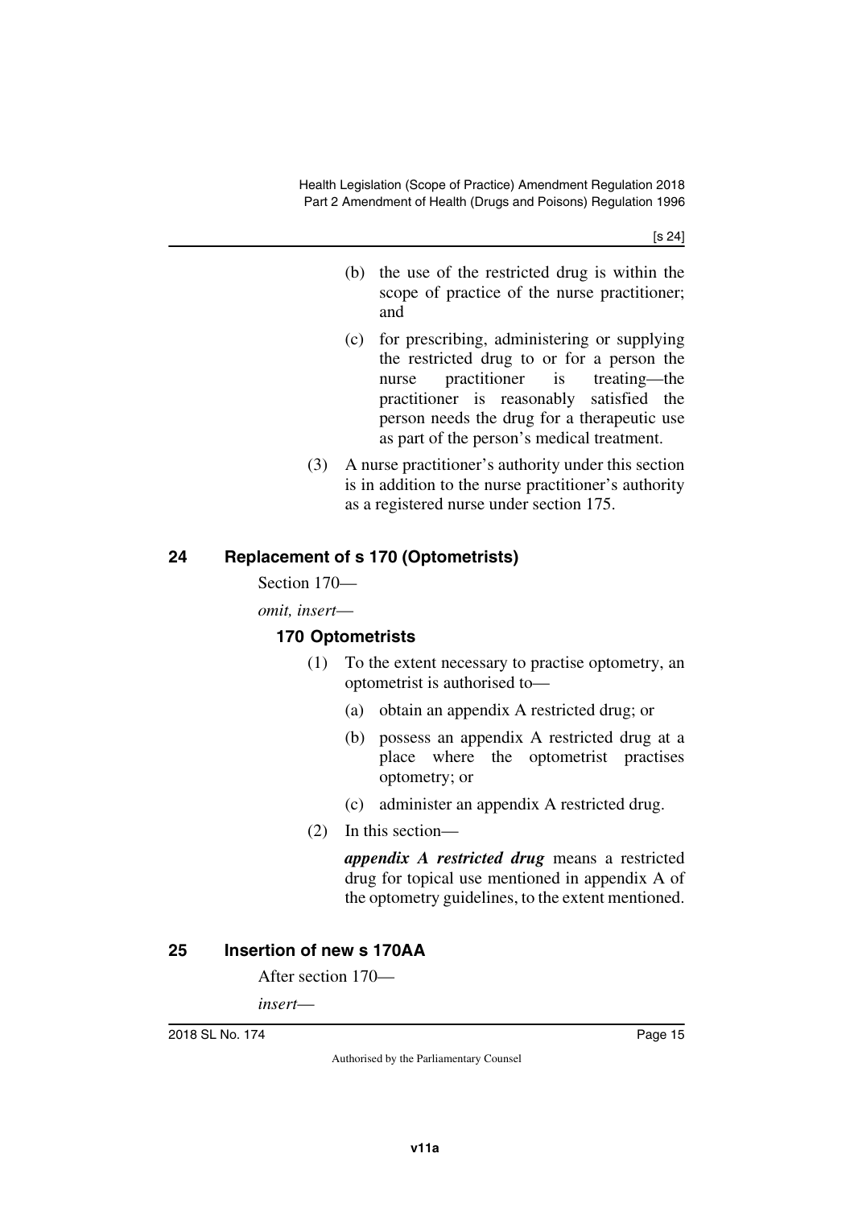(b) the use of the restricted drug is within the scope of practice of the nurse practitioner; and

(c) for prescribing, administering or supplying the restricted drug to or for a person the nurse practitioner is treating—the practitioner is reasonably satisfied the person needs the drug for a therapeutic use as part of the person's medical treatment.

(3) A nurse practitioner's authority under this section is in addition to the nurse practitioner's authority as a registered nurse under section 175.

## 24 Replacement of s 170 (Optometrists)

Section 170—

*omit, insert*—

### 170 Optometrists

(1) To the extent necessary to practise optometry, an optometrist is authorised to—

(a) obtain an appendix A restricted drug; or

(b) possess an appendix A restricted drug at a place where the optometrist practises optometry; or

(c) administer an appendix A restricted drug.

(2) In this section—

***appendix A restricted drug*** means a restricted drug for topical use mentioned in appendix A of the optometry guidelines, to the extent mentioned.

## 25 Insertion of new s 170AA

After section 170—

*insert*—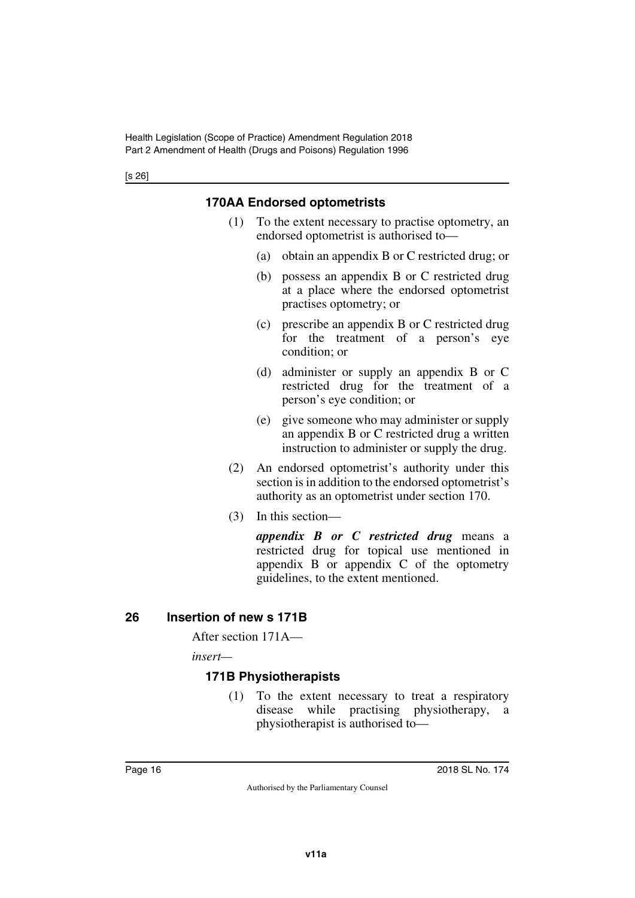### 170AA Endorsed optometrists

(1) To the extent necessary to practise optometry, an endorsed optometrist is authorised to—

(a) obtain an appendix B or C restricted drug; or

(b) possess an appendix B or C restricted drug at a place where the endorsed optometrist practises optometry; or

(c) prescribe an appendix B or C restricted drug for the treatment of a person's eye condition; or

(d) administer or supply an appendix B or C restricted drug for the treatment of a person's eye condition; or

(e) give someone who may administer or supply an appendix B or C restricted drug a written instruction to administer or supply the drug.

(2) An endorsed optometrist's authority under this section is in addition to the endorsed optometrist's authority as an optometrist under section 170.

(3) In this section—

***appendix B or C restricted drug*** means a restricted drug for topical use mentioned in appendix B or appendix C of the optometry guidelines, to the extent mentioned.

## 26 Insertion of new s 171B

After section 171A—

*insert*—

### 171B Physiotherapists

(1) To the extent necessary to treat a respiratory disease while practising physiotherapy, a physiotherapist is authorised to—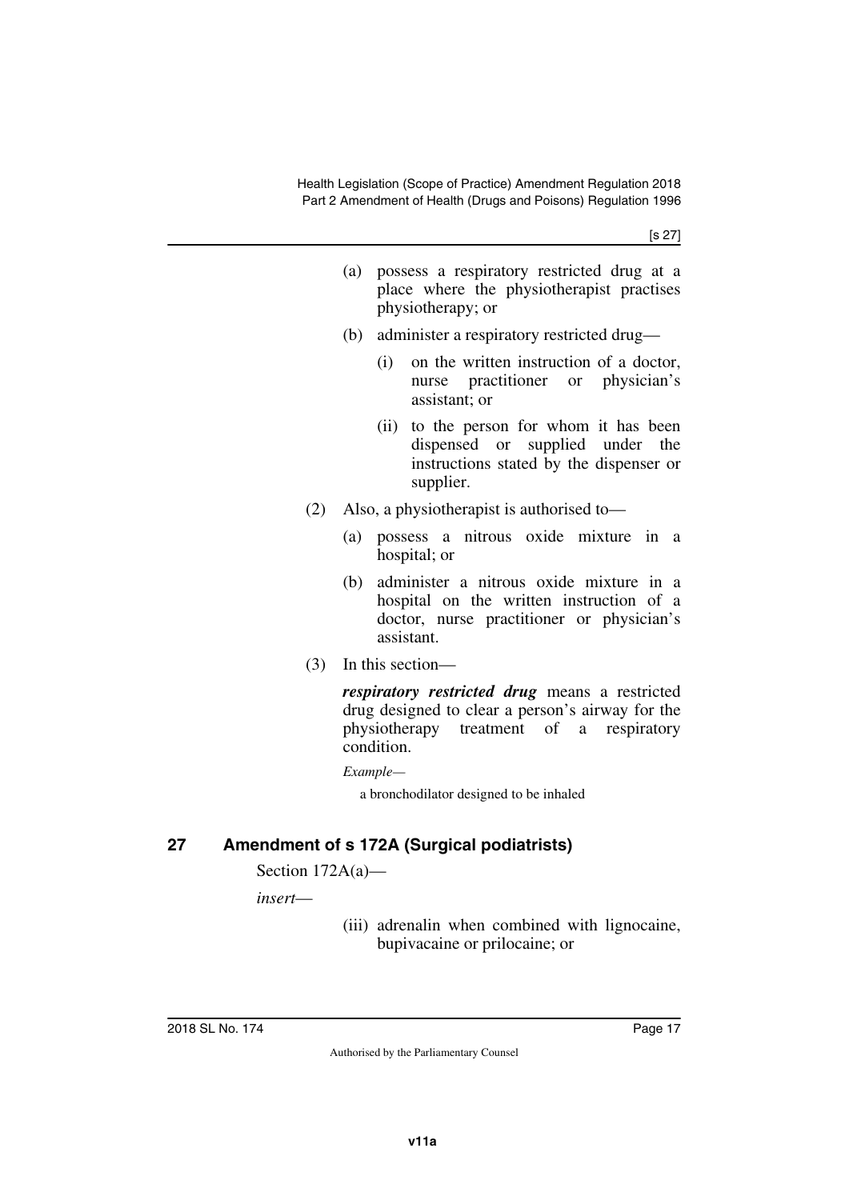(a) possess a respiratory restricted drug at a place where the physiotherapist practises physiotherapy; or

(b) administer a respiratory restricted drug—

(i) on the written instruction of a doctor, nurse practitioner or physician's assistant; or

(ii) to the person for whom it has been dispensed or supplied under the instructions stated by the dispenser or supplier.

(2) Also, a physiotherapist is authorised to—

(a) possess a nitrous oxide mixture in a hospital; or

(b) administer a nitrous oxide mixture in a hospital on the written instruction of a doctor, nurse practitioner or physician's assistant.

(3) In this section—

***respiratory restricted drug*** means a restricted drug designed to clear a person's airway for the physiotherapy treatment of a respiratory condition.

*Example—*

a bronchodilator designed to be inhaled

## 27 Amendment of s 172A (Surgical podiatrists)

Section 172A(a)—

*insert*—

(iii) adrenalin when combined with lignocaine, bupivacaine or prilocaine; or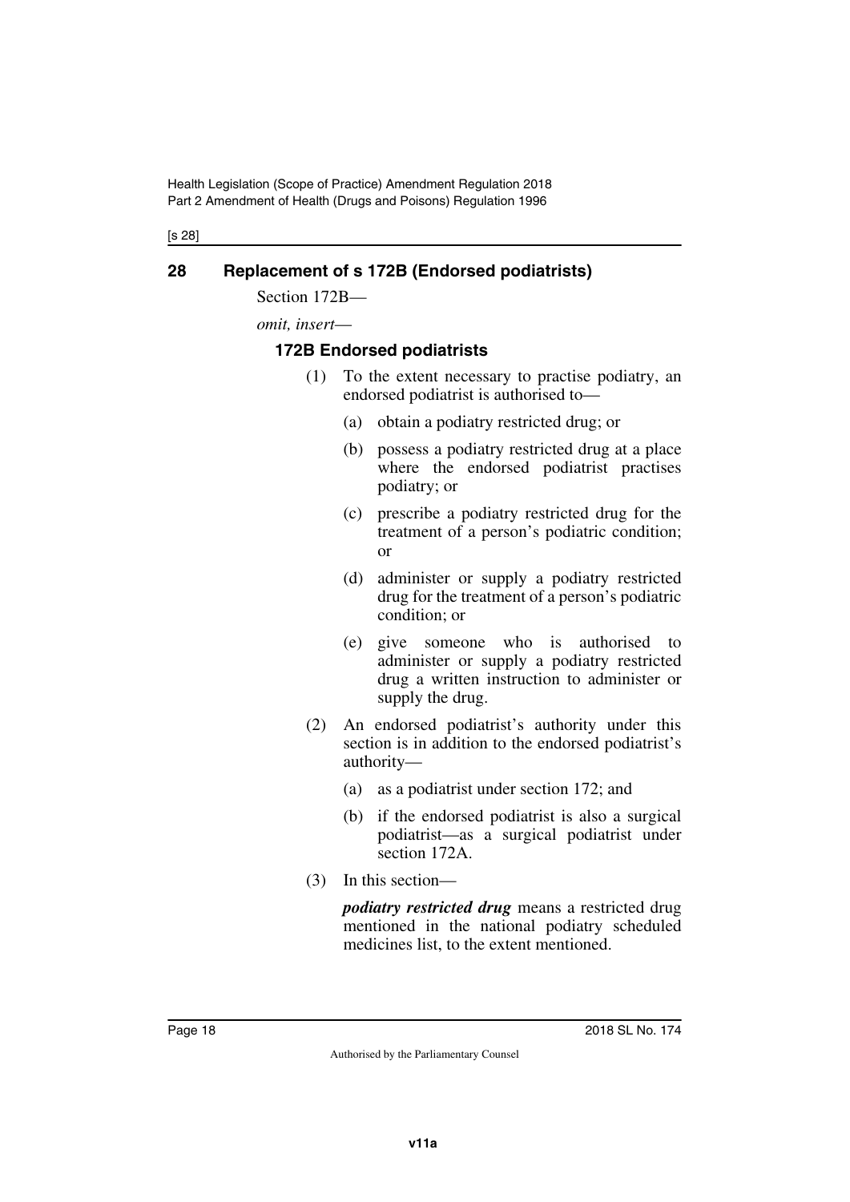## 28 Replacement of s 172B (Endorsed podiatrists)

Section 172B—

*omit, insert*—

### 172B Endorsed podiatrists

(1) To the extent necessary to practise podiatry, an endorsed podiatrist is authorised to—

(a) obtain a podiatry restricted drug; or

(b) possess a podiatry restricted drug at a place where the endorsed podiatrist practises podiatry; or

(c) prescribe a podiatry restricted drug for the treatment of a person's podiatric condition; or

(d) administer or supply a podiatry restricted drug for the treatment of a person's podiatric condition; or

(e) give someone who is authorised to administer or supply a podiatry restricted drug a written instruction to administer or supply the drug.

(2) An endorsed podiatrist's authority under this section is in addition to the endorsed podiatrist's authority—

(a) as a podiatrist under section 172; and

(b) if the endorsed podiatrist is also a surgical podiatrist—as a surgical podiatrist under section 172A.

(3) In this section—

***podiatry restricted drug*** means a restricted drug mentioned in the national podiatry scheduled medicines list, to the extent mentioned.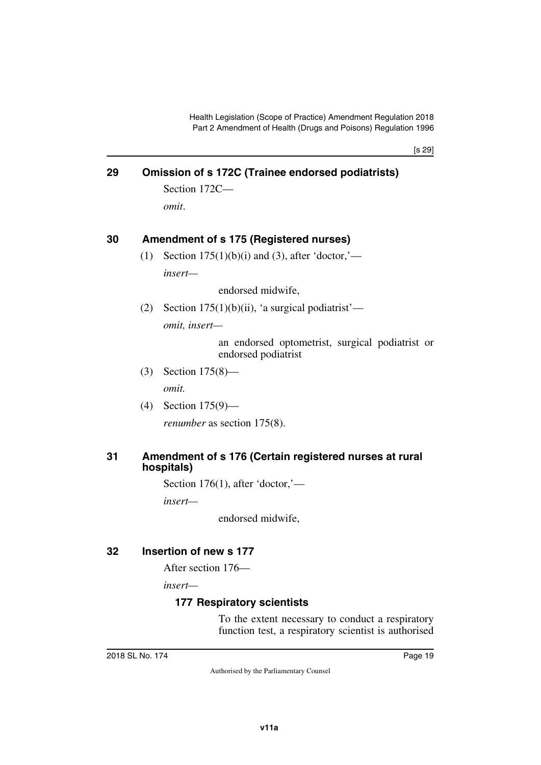## 29 Omission of s 172C (Trainee endorsed podiatrists)

Section 172C—

*omit*.

## 30 Amendment of s 175 (Registered nurses)

(1) Section 175(1)(b)(i) and (3), after 'doctor,'—

*insert*—

endorsed midwife,

(2) Section 175(1)(b)(ii), 'a surgical podiatrist'—

*omit, insert*—

an endorsed optometrist, surgical podiatrist or endorsed podiatrist

(3) Section 175(8)—

*omit.*

(4) Section 175(9)—

*renumber* as section 175(8).

## 31 Amendment of s 176 (Certain registered nurses at rural hospitals)

Section 176(1), after 'doctor,'—

*insert*—

endorsed midwife,

## 32 Insertion of new s 177

After section 176—

*insert*—

### 177 Respiratory scientists

To the extent necessary to conduct a respiratory function test, a respiratory scientist is authorised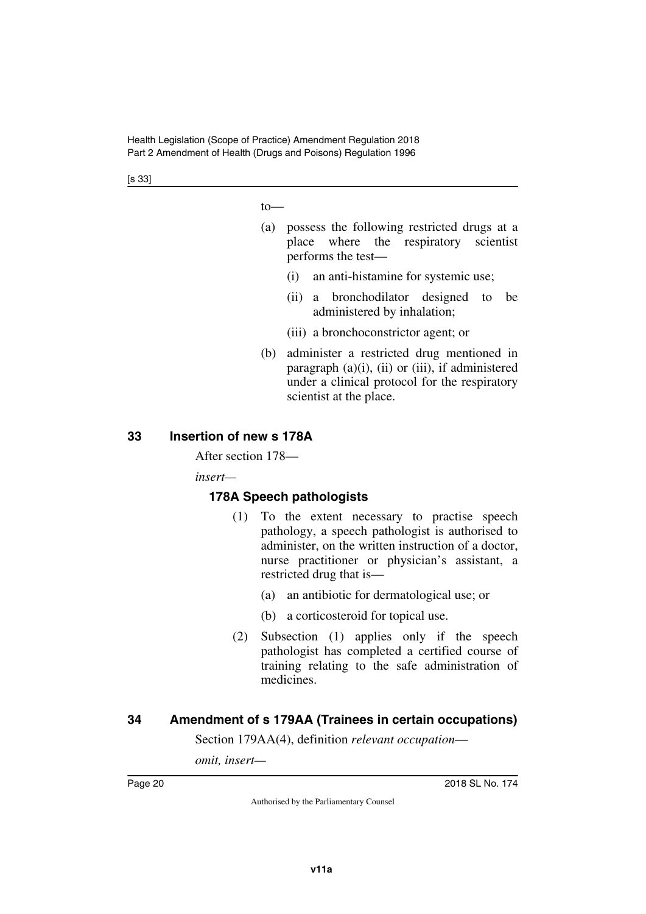to—

(a) possess the following restricted drugs at a place where the respiratory scientist performs the test—

  (i) an anti-histamine for systemic use;

  (ii) a bronchodilator designed to be administered by inhalation;

  (iii) a bronchoconstrictor agent; or

(b) administer a restricted drug mentioned in paragraph (a)(i), (ii) or (iii), if administered under a clinical protocol for the respiratory scientist at the place.

## 33 Insertion of new s 178A

After section 178—

*insert*—

### 178A Speech pathologists

(1) To the extent necessary to practise speech pathology, a speech pathologist is authorised to administer, on the written instruction of a doctor, nurse practitioner or physician's assistant, a restricted drug that is—

  (a) an antibiotic for dermatological use; or

  (b) a corticosteroid for topical use.

(2) Subsection (1) applies only if the speech pathologist has completed a certified course of training relating to the safe administration of medicines.

## 34 Amendment of s 179AA (Trainees in certain occupations)

Section 179AA(4), definition *relevant occupation*—

*omit, insert*—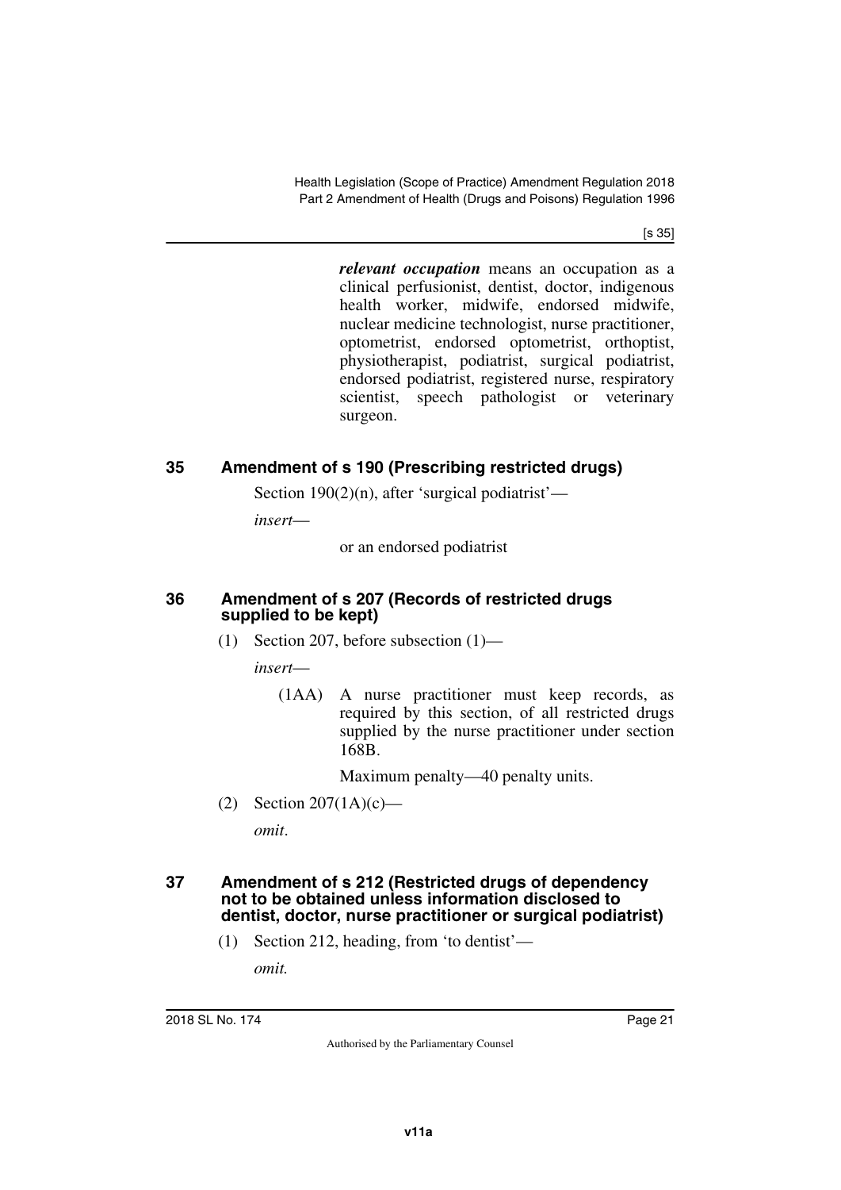***relevant occupation*** means an occupation as a clinical perfusionist, dentist, doctor, indigenous health worker, midwife, endorsed midwife, nuclear medicine technologist, nurse practitioner, optometrist, endorsed optometrist, orthoptist, physiotherapist, podiatrist, surgical podiatrist, endorsed podiatrist, registered nurse, respiratory scientist, speech pathologist or veterinary surgeon.

### 35 Amendment of s 190 (Prescribing restricted drugs)

Section 190(2)(n), after 'surgical podiatrist'—

*insert*—

or an endorsed podiatrist

### 36 Amendment of s 207 (Records of restricted drugs supplied to be kept)

(1) Section 207, before subsection (1)—

*insert*—

(1AA) A nurse practitioner must keep records, as required by this section, of all restricted drugs supplied by the nurse practitioner under section 168B.

Maximum penalty—40 penalty units.

(2) Section 207(1A)(c)—

*omit*.

### 37 Amendment of s 212 (Restricted drugs of dependency not to be obtained unless information disclosed to dentist, doctor, nurse practitioner or surgical podiatrist)

(1) Section 212, heading, from 'to dentist'—

*omit.*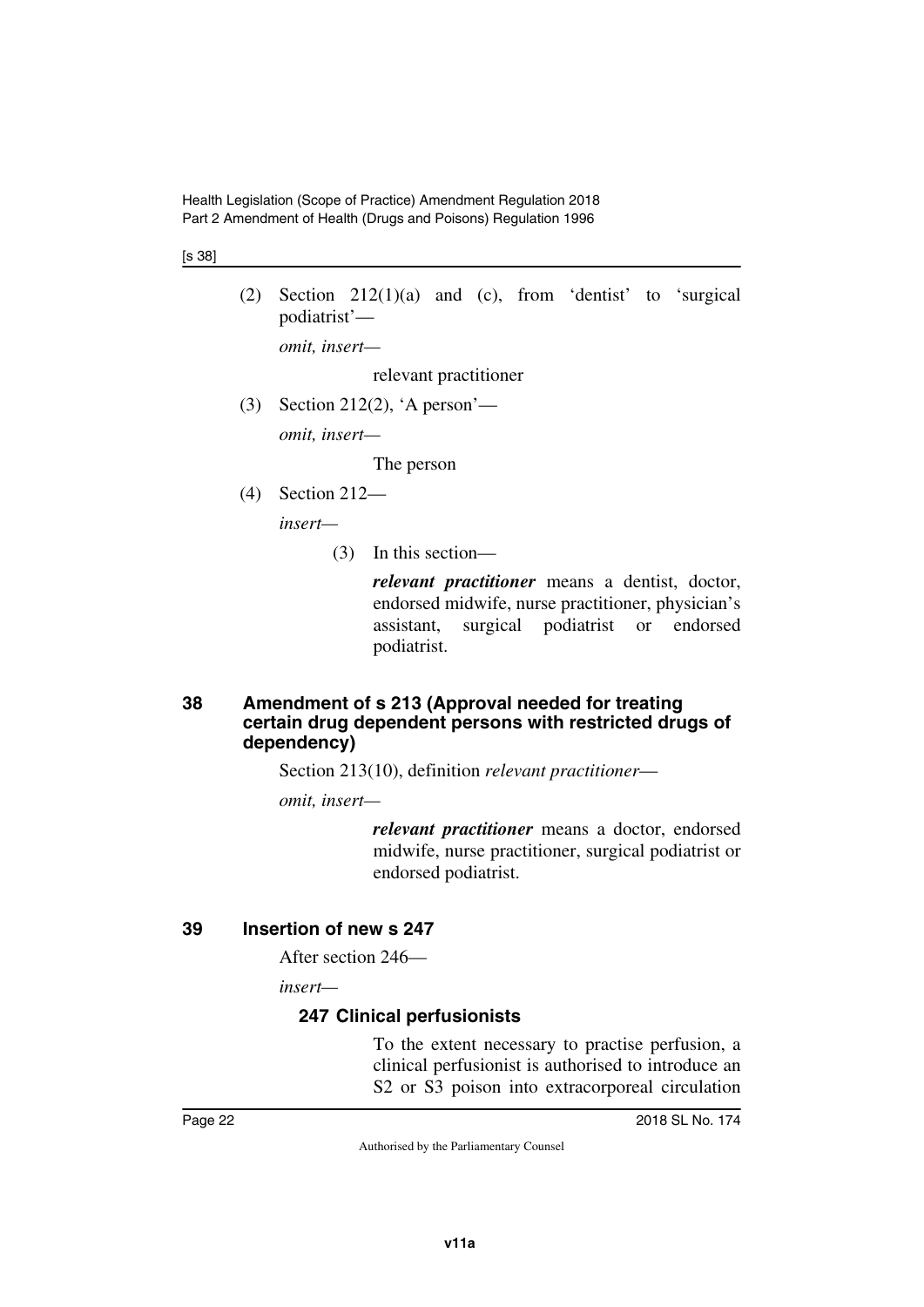(2) Section 212(1)(a) and (c), from 'dentist' to 'surgical podiatrist'—

*omit, insert—*

relevant practitioner

(3) Section 212(2), 'A person'—

*omit, insert—*

The person

(4) Section 212—

*insert—*

(3) In this section—

***relevant practitioner*** means a dentist, doctor, endorsed midwife, nurse practitioner, physician's assistant, surgical podiatrist or endorsed podiatrist.

## 38 Amendment of s 213 (Approval needed for treating certain drug dependent persons with restricted drugs of dependency)

Section 213(10), definition *relevant practitioner*—

*omit, insert—*

***relevant practitioner*** means a doctor, endorsed midwife, nurse practitioner, surgical podiatrist or endorsed podiatrist.

## 39 Insertion of new s 247

After section 246—

*insert—*

### 247 Clinical perfusionists

To the extent necessary to practise perfusion, a clinical perfusionist is authorised to introduce an S2 or S3 poison into extracorporeal circulation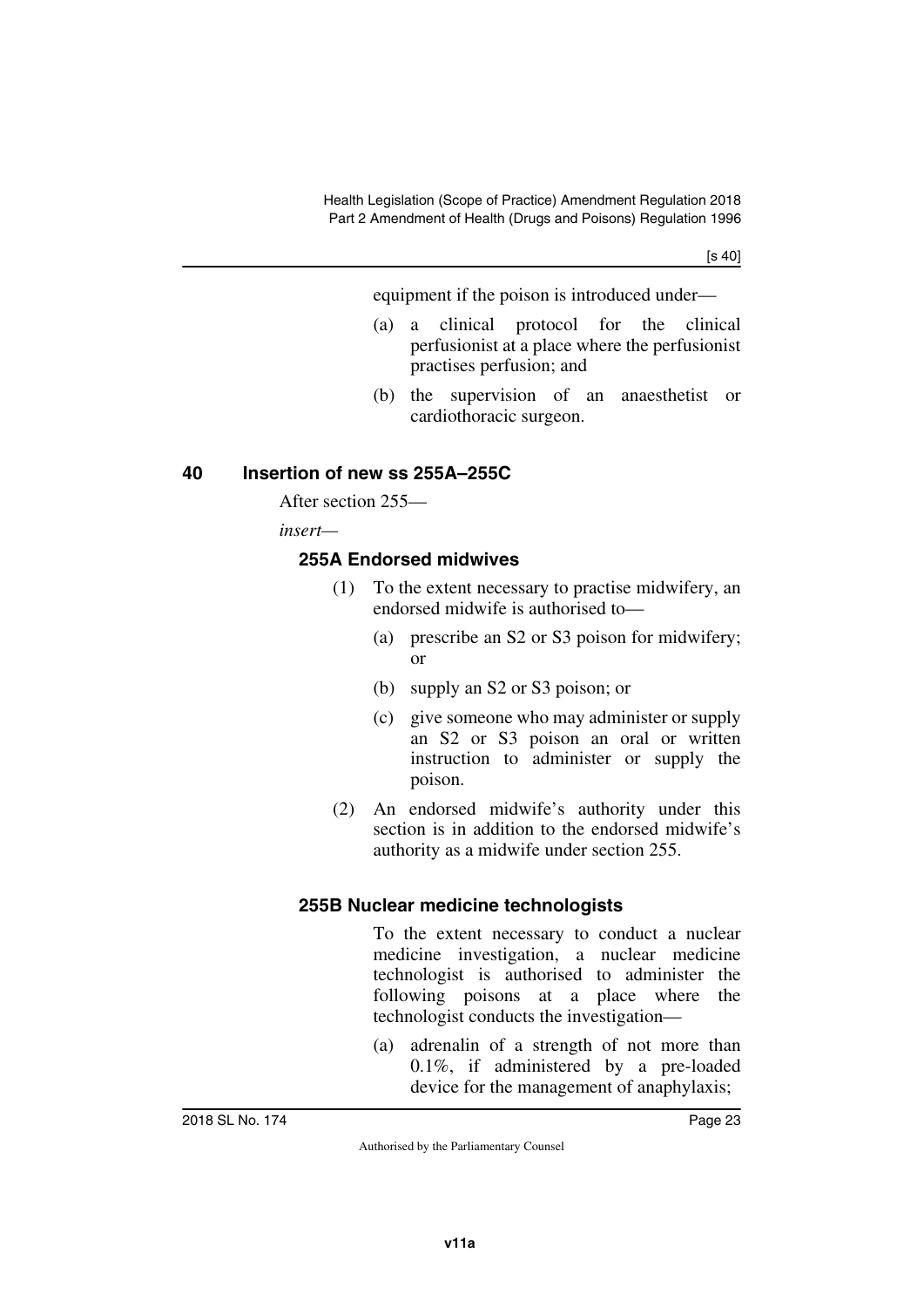equipment if the poison is introduced under—

(a) a clinical protocol for the clinical perfusionist at a place where the perfusionist practises perfusion; and

(b) the supervision of an anaesthetist or cardiothoracic surgeon.

## 40 Insertion of new ss 255A–255C

After section 255—

*insert*—

### 255A Endorsed midwives

(1) To the extent necessary to practise midwifery, an endorsed midwife is authorised to—

(a) prescribe an S2 or S3 poison for midwifery; or

(b) supply an S2 or S3 poison; or

(c) give someone who may administer or supply an S2 or S3 poison an oral or written instruction to administer or supply the poison.

(2) An endorsed midwife's authority under this section is in addition to the endorsed midwife's authority as a midwife under section 255.

### 255B Nuclear medicine technologists

To the extent necessary to conduct a nuclear medicine investigation, a nuclear medicine technologist is authorised to administer the following poisons at a place where the technologist conducts the investigation—

(a) adrenalin of a strength of not more than 0.1%, if administered by a pre-loaded device for the management of anaphylaxis;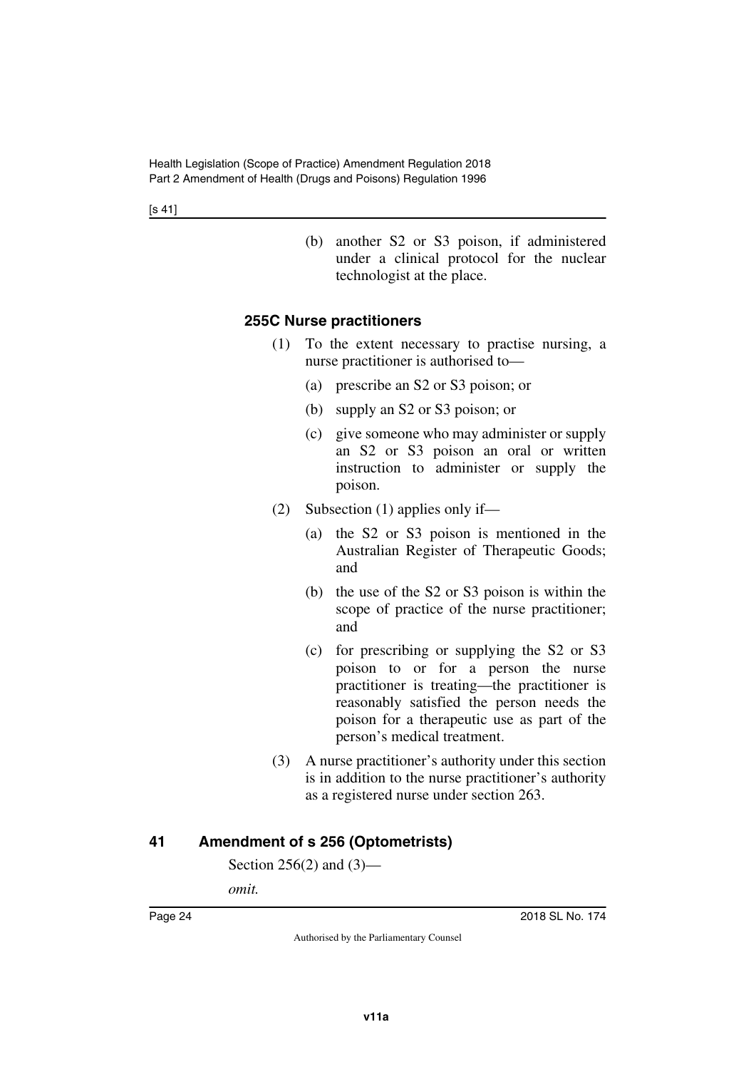(b) another S2 or S3 poison, if administered under a clinical protocol for the nuclear technologist at the place.

### 255C Nurse practitioners

(1) To the extent necessary to practise nursing, a nurse practitioner is authorised to—

(a) prescribe an S2 or S3 poison; or

(b) supply an S2 or S3 poison; or

(c) give someone who may administer or supply an S2 or S3 poison an oral or written instruction to administer or supply the poison.

(2) Subsection (1) applies only if—

(a) the S2 or S3 poison is mentioned in the Australian Register of Therapeutic Goods; and

(b) the use of the S2 or S3 poison is within the scope of practice of the nurse practitioner; and

(c) for prescribing or supplying the S2 or S3 poison to or for a person the nurse practitioner is treating—the practitioner is reasonably satisfied the person needs the poison for a therapeutic use as part of the person's medical treatment.

(3) A nurse practitioner's authority under this section is in addition to the nurse practitioner's authority as a registered nurse under section 263.

## 41 Amendment of s 256 (Optometrists)

Section 256(2) and (3)—

*omit.*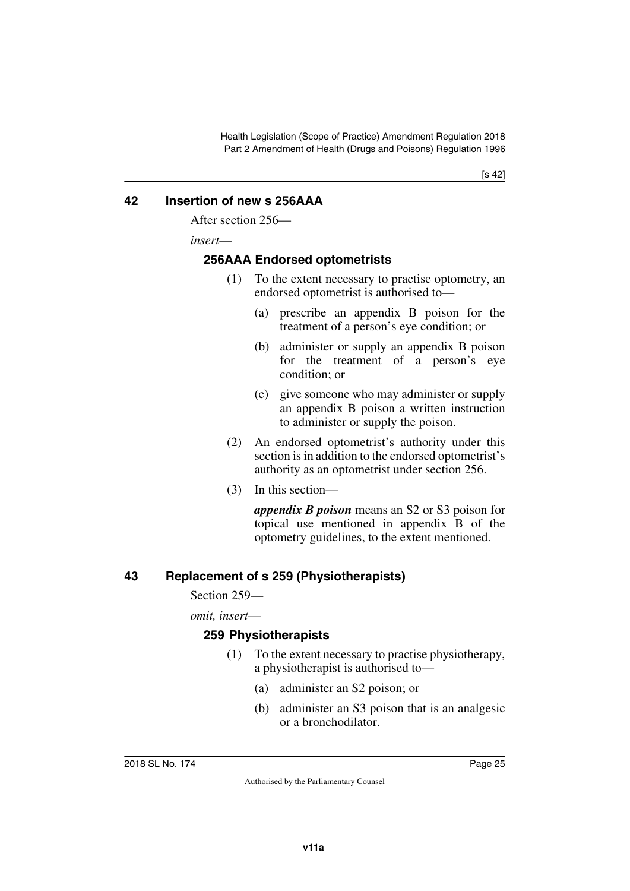## 42 Insertion of new s 256AAA

After section 256—

*insert*—

### 256AAA Endorsed optometrists

(1) To the extent necessary to practise optometry, an endorsed optometrist is authorised to—

(a) prescribe an appendix B poison for the treatment of a person's eye condition; or

(b) administer or supply an appendix B poison for the treatment of a person's eye condition; or

(c) give someone who may administer or supply an appendix B poison a written instruction to administer or supply the poison.

(2) An endorsed optometrist's authority under this section is in addition to the endorsed optometrist's authority as an optometrist under section 256.

(3) In this section—

***appendix B poison*** means an S2 or S3 poison for topical use mentioned in appendix B of the optometry guidelines, to the extent mentioned.

## 43 Replacement of s 259 (Physiotherapists)

Section 259—

*omit, insert*—

### 259 Physiotherapists

(1) To the extent necessary to practise physiotherapy, a physiotherapist is authorised to—

(a) administer an S2 poison; or

(b) administer an S3 poison that is an analgesic or a bronchodilator.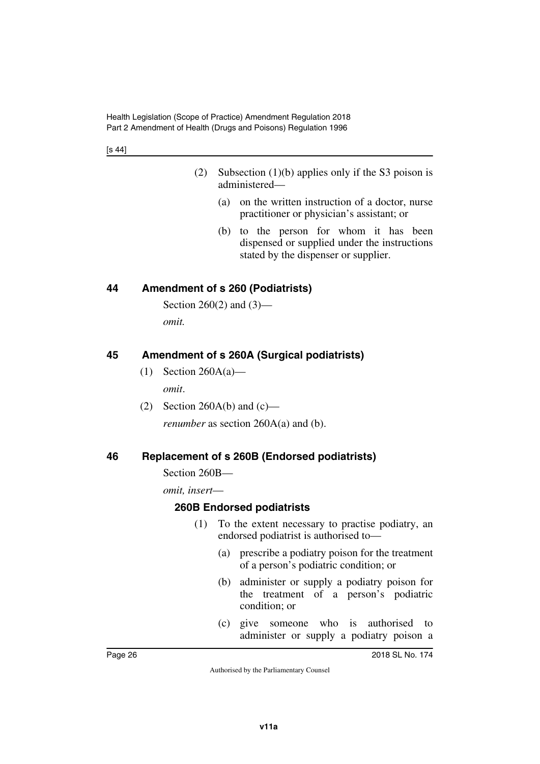(2) Subsection (1)(b) applies only if the S3 poison is administered—

(a) on the written instruction of a doctor, nurse practitioner or physician's assistant; or

(b) to the person for whom it has been dispensed or supplied under the instructions stated by the dispenser or supplier.

## 44 Amendment of s 260 (Podiatrists)

Section 260(2) and (3)—

*omit.*

## 45 Amendment of s 260A (Surgical podiatrists)

(1) Section 260A(a)—

*omit*.

(2) Section 260A(b) and (c)—

*renumber* as section 260A(a) and (b).

## 46 Replacement of s 260B (Endorsed podiatrists)

Section 260B—

*omit, insert*—

### 260B Endorsed podiatrists

(1) To the extent necessary to practise podiatry, an endorsed podiatrist is authorised to—

(a) prescribe a podiatry poison for the treatment of a person's podiatric condition; or

(b) administer or supply a podiatry poison for the treatment of a person's podiatric condition; or

(c) give someone who is authorised to administer or supply a podiatry poison a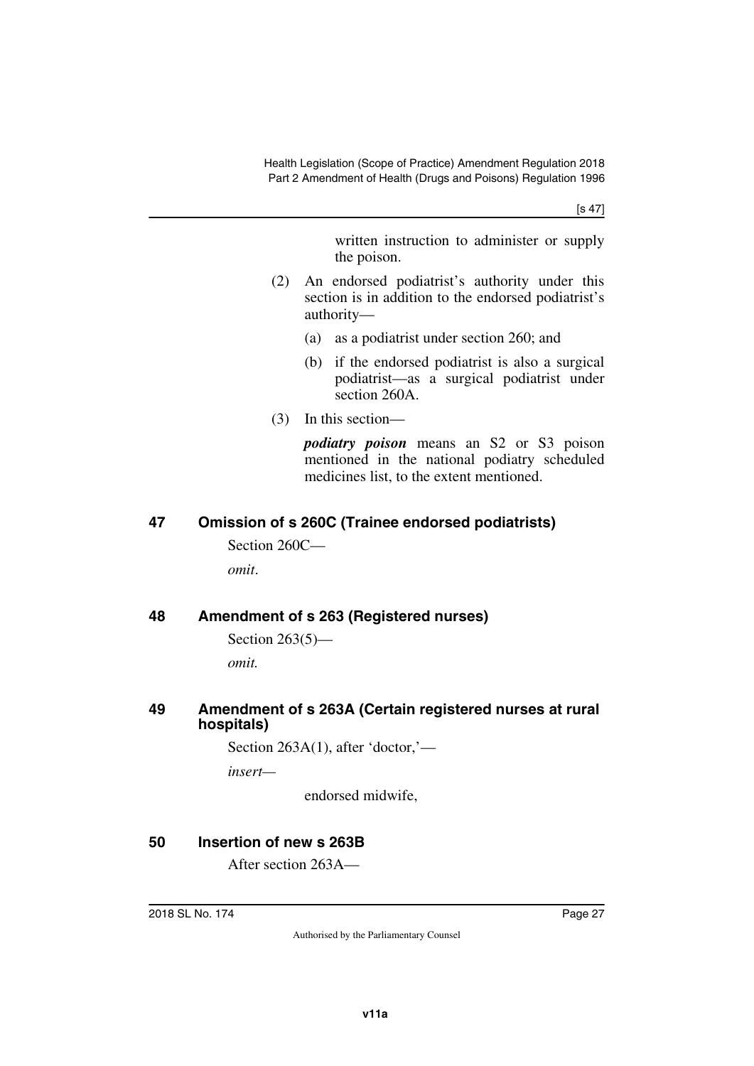written instruction to administer or supply the poison.

(2) An endorsed podiatrist's authority under this section is in addition to the endorsed podiatrist's authority—

(a) as a podiatrist under section 260; and

(b) if the endorsed podiatrist is also a surgical podiatrist—as a surgical podiatrist under section 260A.

(3) In this section—

***podiatry poison*** means an S2 or S3 poison mentioned in the national podiatry scheduled medicines list, to the extent mentioned.

## 47 Omission of s 260C (Trainee endorsed podiatrists)

Section 260C—

*omit*.

## 48 Amendment of s 263 (Registered nurses)

Section 263(5)—

*omit.*

## 49 Amendment of s 263A (Certain registered nurses at rural hospitals)

Section 263A(1), after 'doctor,'—

*insert*—

endorsed midwife,

## 50 Insertion of new s 263B

After section 263A—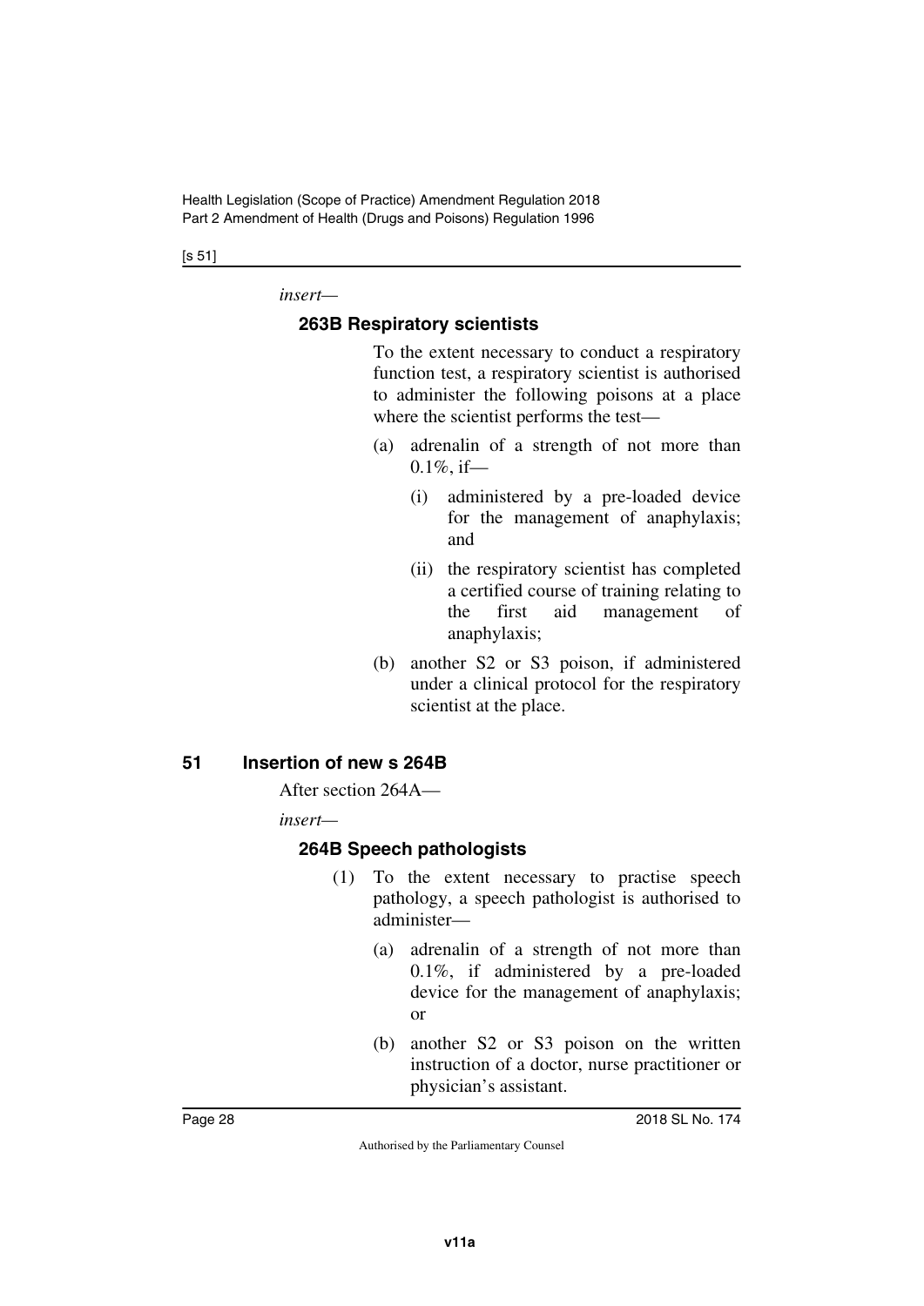*insert*—

### 263B Respiratory scientists

To the extent necessary to conduct a respiratory function test, a respiratory scientist is authorised to administer the following poisons at a place where the scientist performs the test—

(a) adrenalin of a strength of not more than 0.1%, if—

(i) administered by a pre-loaded device for the management of anaphylaxis; and

(ii) the respiratory scientist has completed a certified course of training relating to the first aid management of anaphylaxis;

(b) another S2 or S3 poison, if administered under a clinical protocol for the respiratory scientist at the place.

## 51 Insertion of new s 264B

After section 264A—

*insert*—

### 264B Speech pathologists

(1) To the extent necessary to practise speech pathology, a speech pathologist is authorised to administer—

(a) adrenalin of a strength of not more than 0.1%, if administered by a pre-loaded device for the management of anaphylaxis; or

(b) another S2 or S3 poison on the written instruction of a doctor, nurse practitioner or physician's assistant.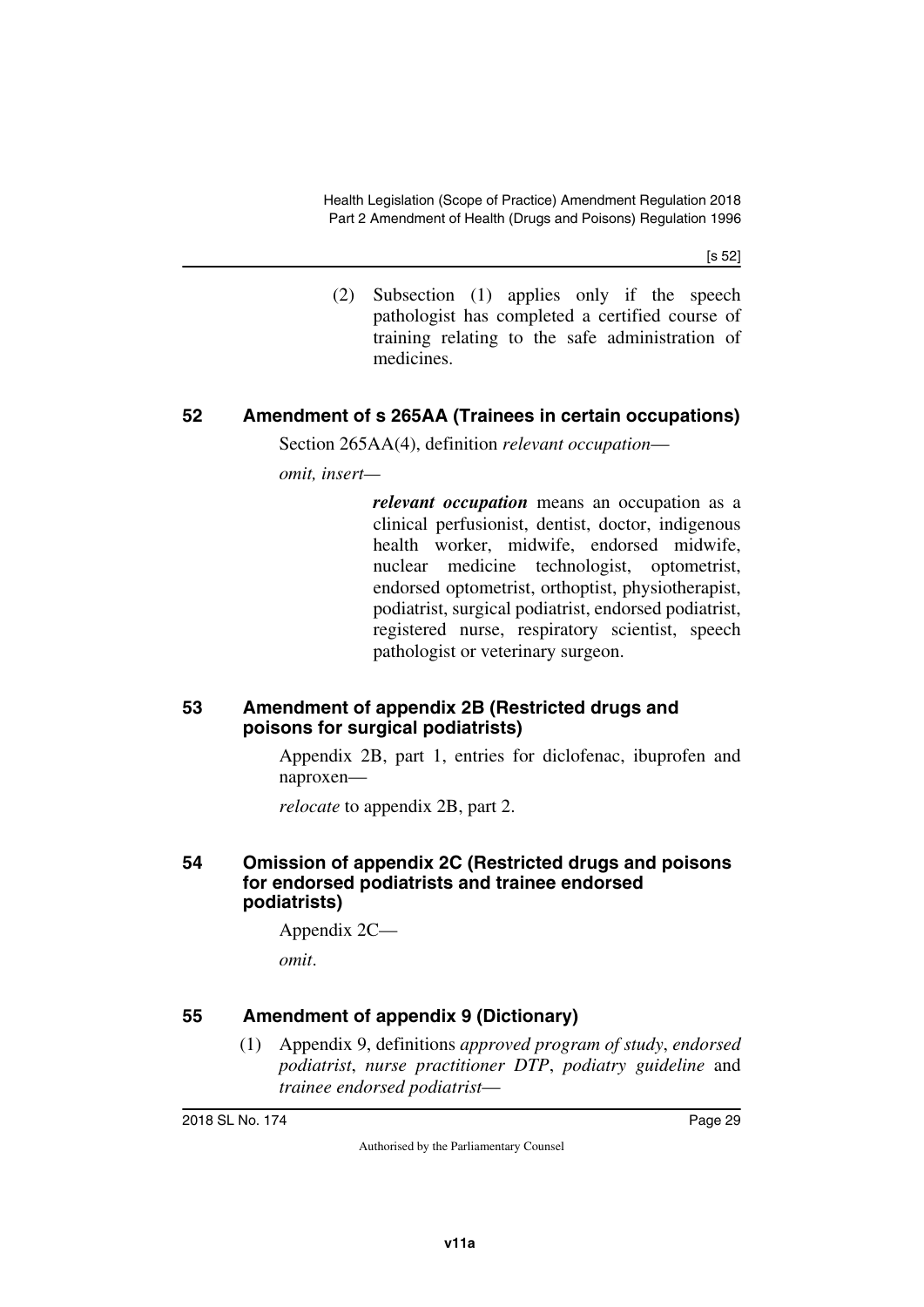(2) Subsection (1) applies only if the speech pathologist has completed a certified course of training relating to the safe administration of medicines.

## 52 Amendment of s 265AA (Trainees in certain occupations)

Section 265AA(4), definition *relevant occupation*—

*omit, insert*—

> ***relevant occupation*** means an occupation as a clinical perfusionist, dentist, doctor, indigenous health worker, midwife, endorsed midwife, nuclear medicine technologist, optometrist, endorsed optometrist, orthoptist, physiotherapist, podiatrist, surgical podiatrist, endorsed podiatrist, registered nurse, respiratory scientist, speech pathologist or veterinary surgeon.

## 53 Amendment of appendix 2B (Restricted drugs and poisons for surgical podiatrists)

Appendix 2B, part 1, entries for diclofenac, ibuprofen and naproxen—

*relocate* to appendix 2B, part 2.

## 54 Omission of appendix 2C (Restricted drugs and poisons for endorsed podiatrists and trainee endorsed podiatrists)

Appendix 2C—

*omit*.

## 55 Amendment of appendix 9 (Dictionary)

(1) Appendix 9, definitions *approved program of study*, *endorsed podiatrist*, *nurse practitioner DTP*, *podiatry guideline* and *trainee endorsed podiatrist*—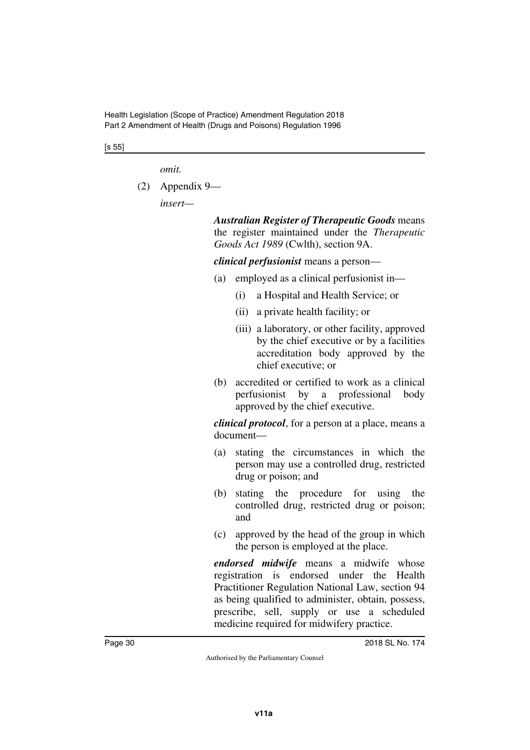*omit.*

(2) Appendix 9—

*insert—*

***Australian Register of Therapeutic Goods*** means the register maintained under the *Therapeutic Goods Act 1989* (Cwlth), section 9A.

***clinical perfusionist*** means a person—

(a) employed as a clinical perfusionist in—

(i) a Hospital and Health Service; or

(ii) a private health facility; or

(iii) a laboratory, or other facility, approved by the chief executive or by a facilities accreditation body approved by the chief executive; or

(b) accredited or certified to work as a clinical perfusionist by a professional body approved by the chief executive.

***clinical protocol***, for a person at a place, means a document—

(a) stating the circumstances in which the person may use a controlled drug, restricted drug or poison; and

(b) stating the procedure for using the controlled drug, restricted drug or poison; and

(c) approved by the head of the group in which the person is employed at the place.

***endorsed midwife*** means a midwife whose registration is endorsed under the Health Practitioner Regulation National Law, section 94 as being qualified to administer, obtain, possess, prescribe, sell, supply or use a scheduled medicine required for midwifery practice.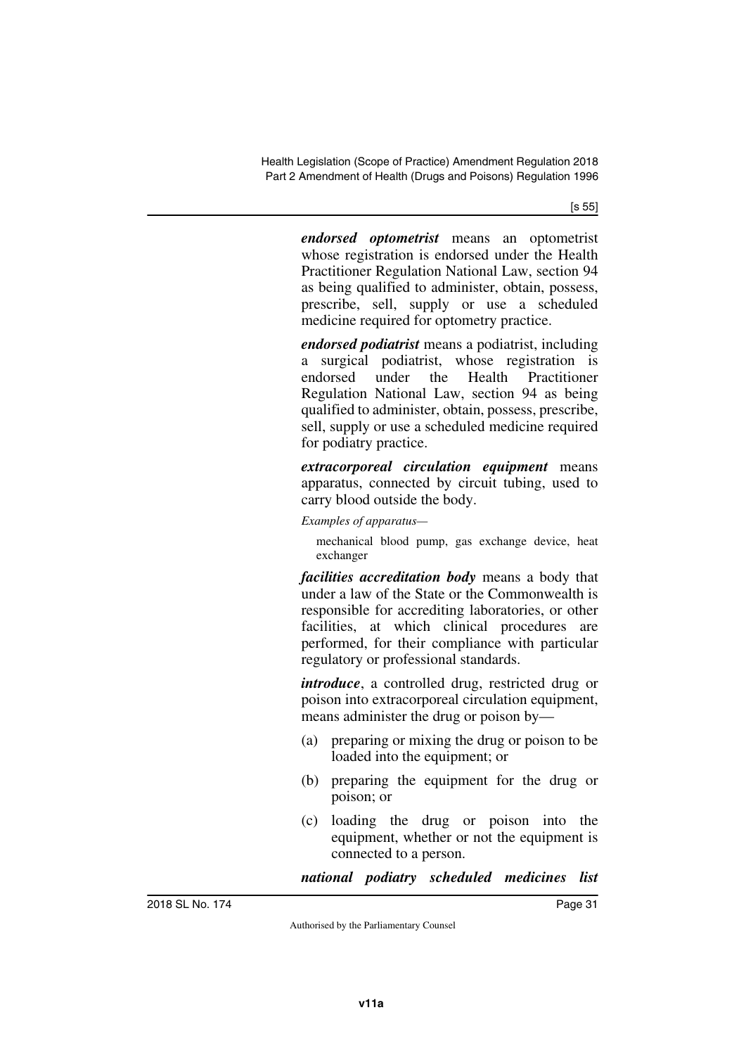***endorsed optometrist*** means an optometrist whose registration is endorsed under the Health Practitioner Regulation National Law, section 94 as being qualified to administer, obtain, possess, prescribe, sell, supply or use a scheduled medicine required for optometry practice.

***endorsed podiatrist*** means a podiatrist, including a surgical podiatrist, whose registration is endorsed under the Health Practitioner Regulation National Law, section 94 as being qualified to administer, obtain, possess, prescribe, sell, supply or use a scheduled medicine required for podiatry practice.

***extracorporeal circulation equipment*** means apparatus, connected by circuit tubing, used to carry blood outside the body.

*Examples of apparatus—*

mechanical blood pump, gas exchange device, heat exchanger

***facilities accreditation body*** means a body that under a law of the State or the Commonwealth is responsible for accrediting laboratories, or other facilities, at which clinical procedures are performed, for their compliance with particular regulatory or professional standards.

***introduce***, a controlled drug, restricted drug or poison into extracorporeal circulation equipment, means administer the drug or poison by—

(a) preparing or mixing the drug or poison to be loaded into the equipment; or

(b) preparing the equipment for the drug or poison; or

(c) loading the drug or poison into the equipment, whether or not the equipment is connected to a person.

***national podiatry scheduled medicines list***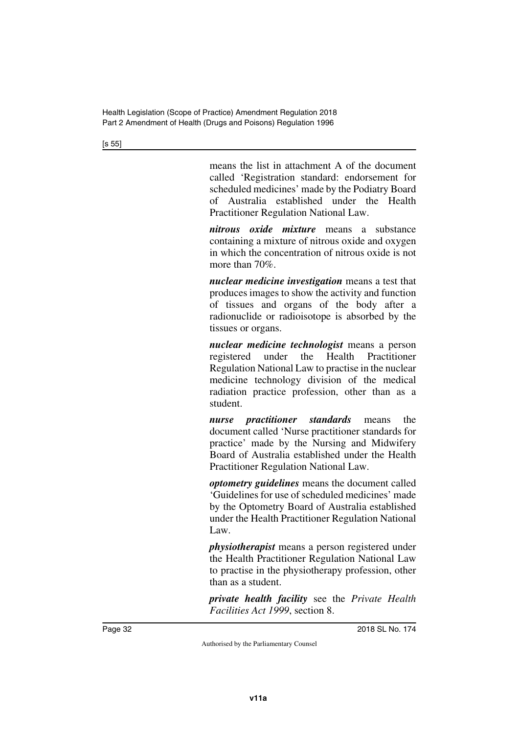means the list in attachment A of the document called 'Registration standard: endorsement for scheduled medicines' made by the Podiatry Board of Australia established under the Health Practitioner Regulation National Law.

***nitrous oxide mixture*** means a substance containing a mixture of nitrous oxide and oxygen in which the concentration of nitrous oxide is not more than 70%.

***nuclear medicine investigation*** means a test that produces images to show the activity and function of tissues and organs of the body after a radionuclide or radioisotope is absorbed by the tissues or organs.

***nuclear medicine technologist*** means a person registered under the Health Practitioner Regulation National Law to practise in the nuclear medicine technology division of the medical radiation practice profession, other than as a student.

***nurse practitioner standards*** means the document called 'Nurse practitioner standards for practice' made by the Nursing and Midwifery Board of Australia established under the Health Practitioner Regulation National Law.

***optometry guidelines*** means the document called 'Guidelines for use of scheduled medicines' made by the Optometry Board of Australia established under the Health Practitioner Regulation National Law.

***physiotherapist*** means a person registered under the Health Practitioner Regulation National Law to practise in the physiotherapy profession, other than as a student.

***private health facility*** see the *Private Health Facilities Act 1999*, section 8.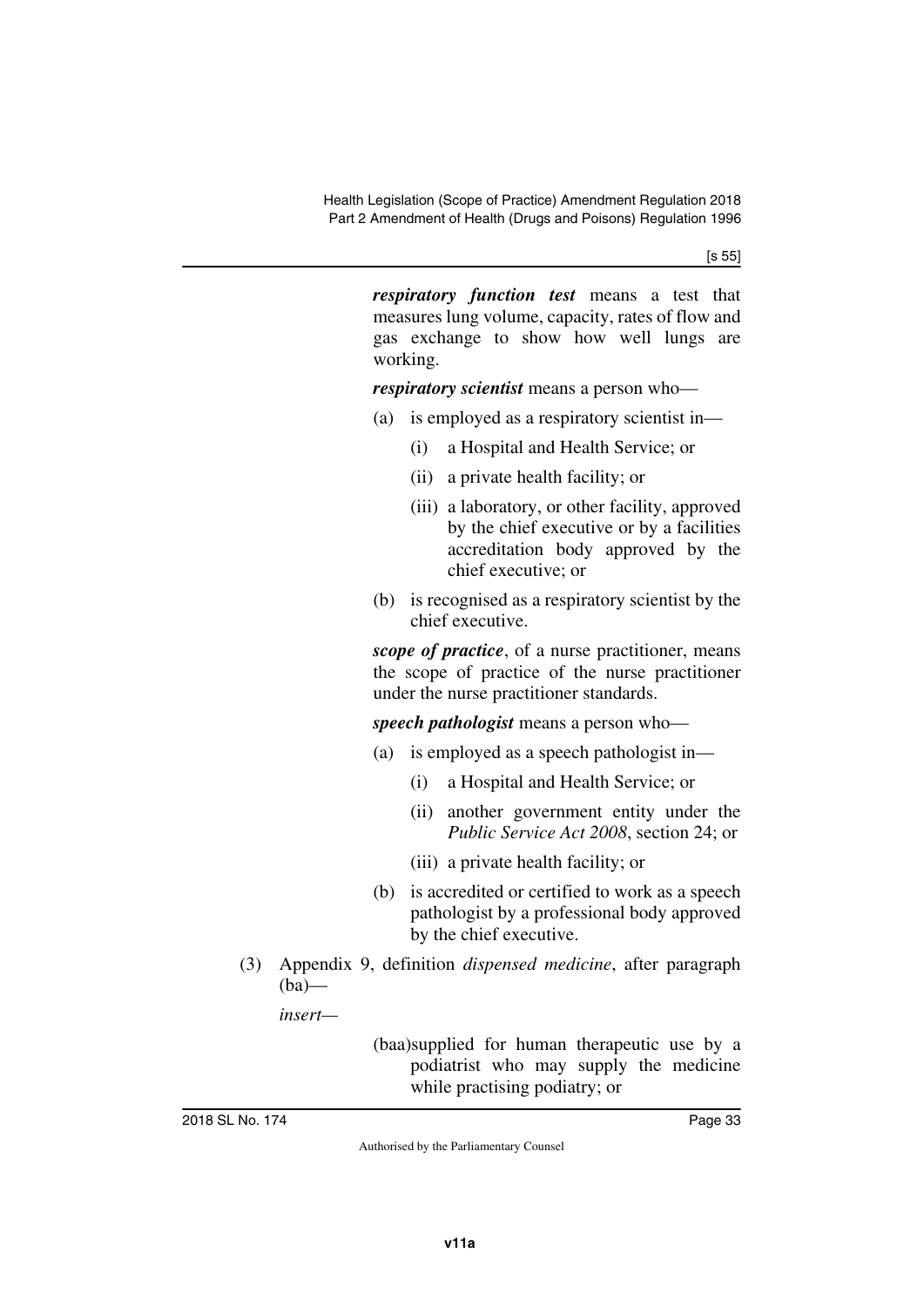***respiratory function test*** means a test that measures lung volume, capacity, rates of flow and gas exchange to show how well lungs are working.

***respiratory scientist*** means a person who—

(a) is employed as a respiratory scientist in—

  (i) a Hospital and Health Service; or

  (ii) a private health facility; or

  (iii) a laboratory, or other facility, approved by the chief executive or by a facilities accreditation body approved by the chief executive; or

(b) is recognised as a respiratory scientist by the chief executive.

***scope of practice***, of a nurse practitioner, means the scope of practice of the nurse practitioner under the nurse practitioner standards.

***speech pathologist*** means a person who—

(a) is employed as a speech pathologist in—

  (i) a Hospital and Health Service; or

  (ii) another government entity under the *Public Service Act 2008*, section 24; or

  (iii) a private health facility; or

(b) is accredited or certified to work as a speech pathologist by a professional body approved by the chief executive.

(3) Appendix 9, definition *dispensed medicine*, after paragraph (ba)—

*insert*—

(baa) supplied for human therapeutic use by a podiatrist who may supply the medicine while practising podiatry; or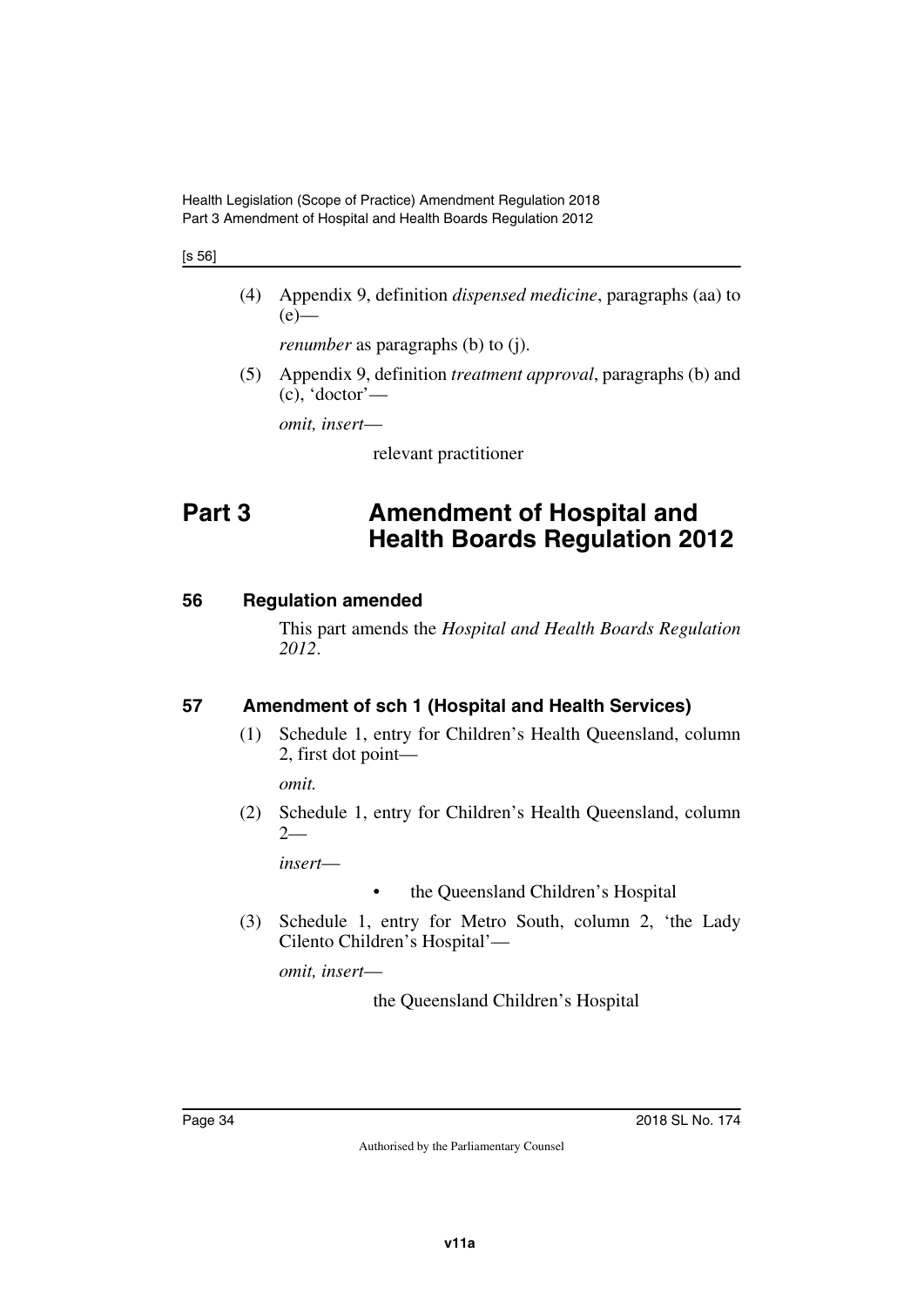(4) Appendix 9, definition *dispensed medicine*, paragraphs (aa) to (e)—

*renumber* as paragraphs (b) to (j).

(5) Appendix 9, definition *treatment approval*, paragraphs (b) and (c), 'doctor'—

*omit, insert*—

relevant practitioner

# Part 3 Amendment of Hospital and Health Boards Regulation 2012

### 56 Regulation amended

This part amends the *Hospital and Health Boards Regulation 2012*.

### 57 Amendment of sch 1 (Hospital and Health Services)

(1) Schedule 1, entry for Children's Health Queensland, column 2, first dot point—

*omit.*

(2) Schedule 1, entry for Children's Health Queensland, column 2—

*insert*—

- the Queensland Children's Hospital

(3) Schedule 1, entry for Metro South, column 2, 'the Lady Cilento Children's Hospital'—

*omit, insert*—

the Queensland Children's Hospital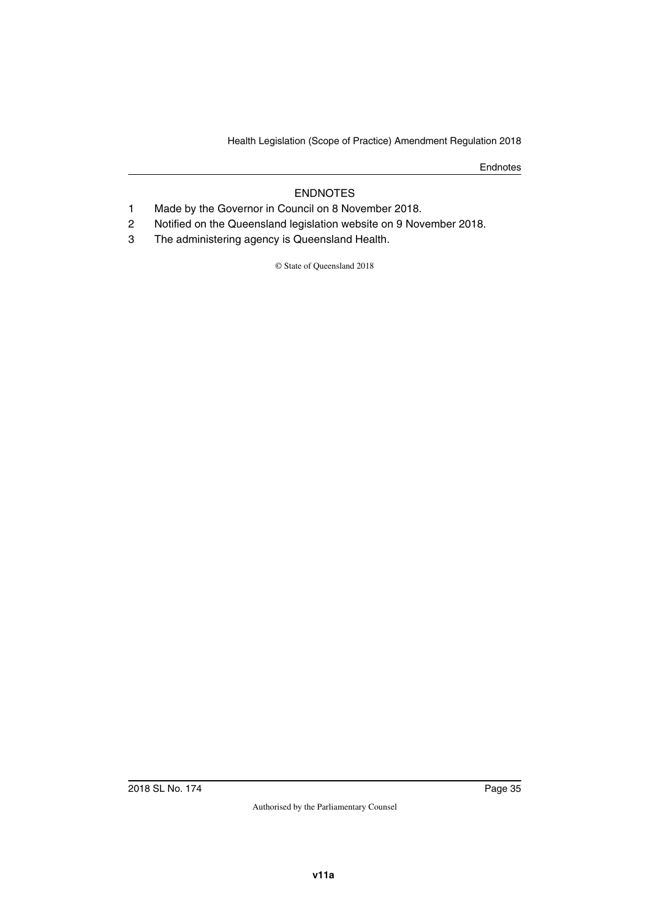## ENDNOTES

1 Made by the Governor in Council on 8 November 2018.

2 Notified on the Queensland legislation website on 9 November 2018.

3 The administering agency is Queensland Health.

© State of Queensland 2018